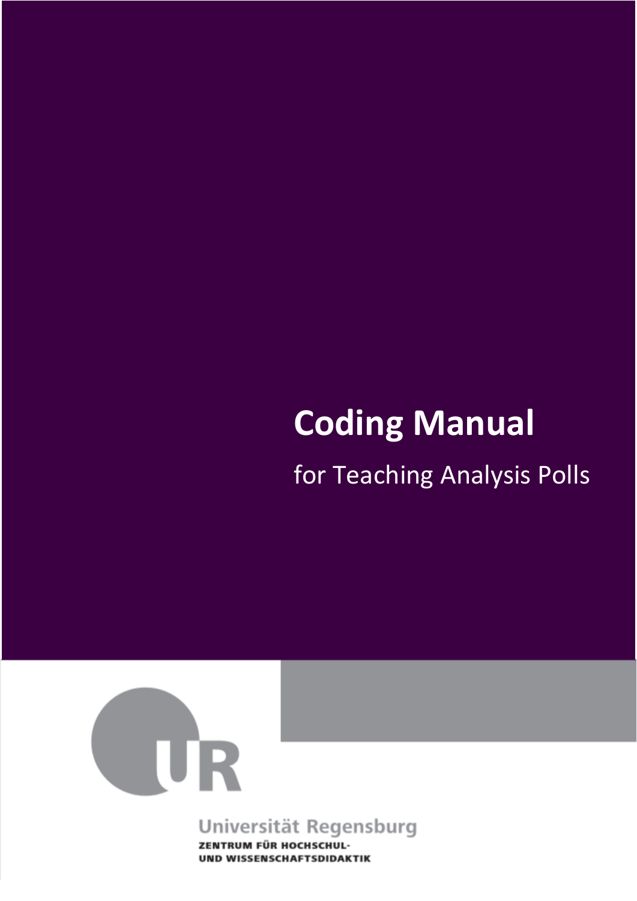# Coding Manual

for Teaching Analysis Polls

Universität Regensburg

ZENTRUM FÜR HOCHSCHUL-
UND WISSENSCHAFTSDIDAKTIK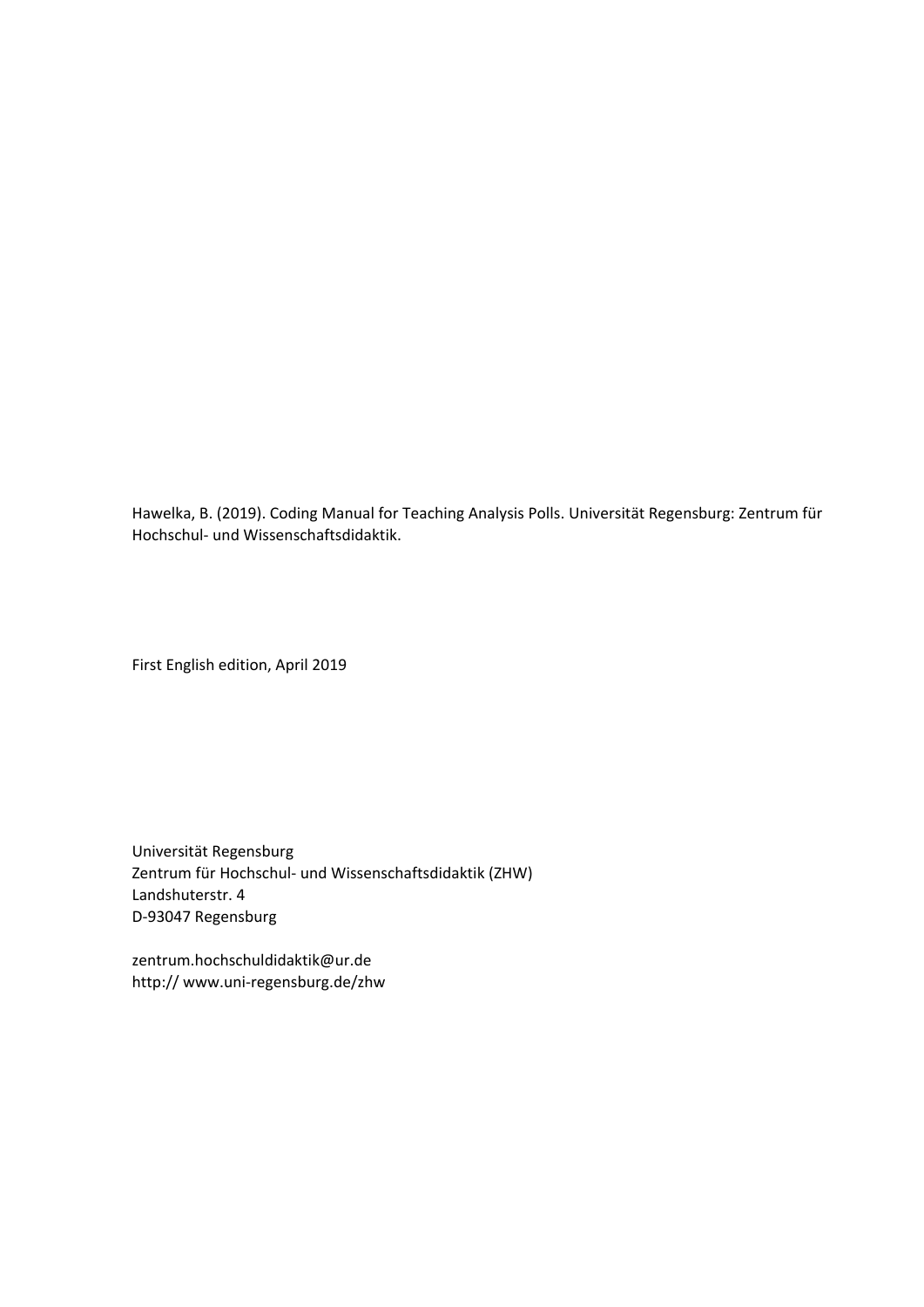Hawelka, B. (2019). Coding Manual for Teaching Analysis Polls. Universität Regensburg: Zentrum für Hochschul- und Wissenschaftsdidaktik.

First English edition, April 2019

Universität Regensburg
Zentrum für Hochschul- und Wissenschaftsdidaktik (ZHW)
Landshuterstr. 4
D-93047 Regensburg

zentrum.hochschuldidaktik@ur.de
http:// www.uni-regensburg.de/zhw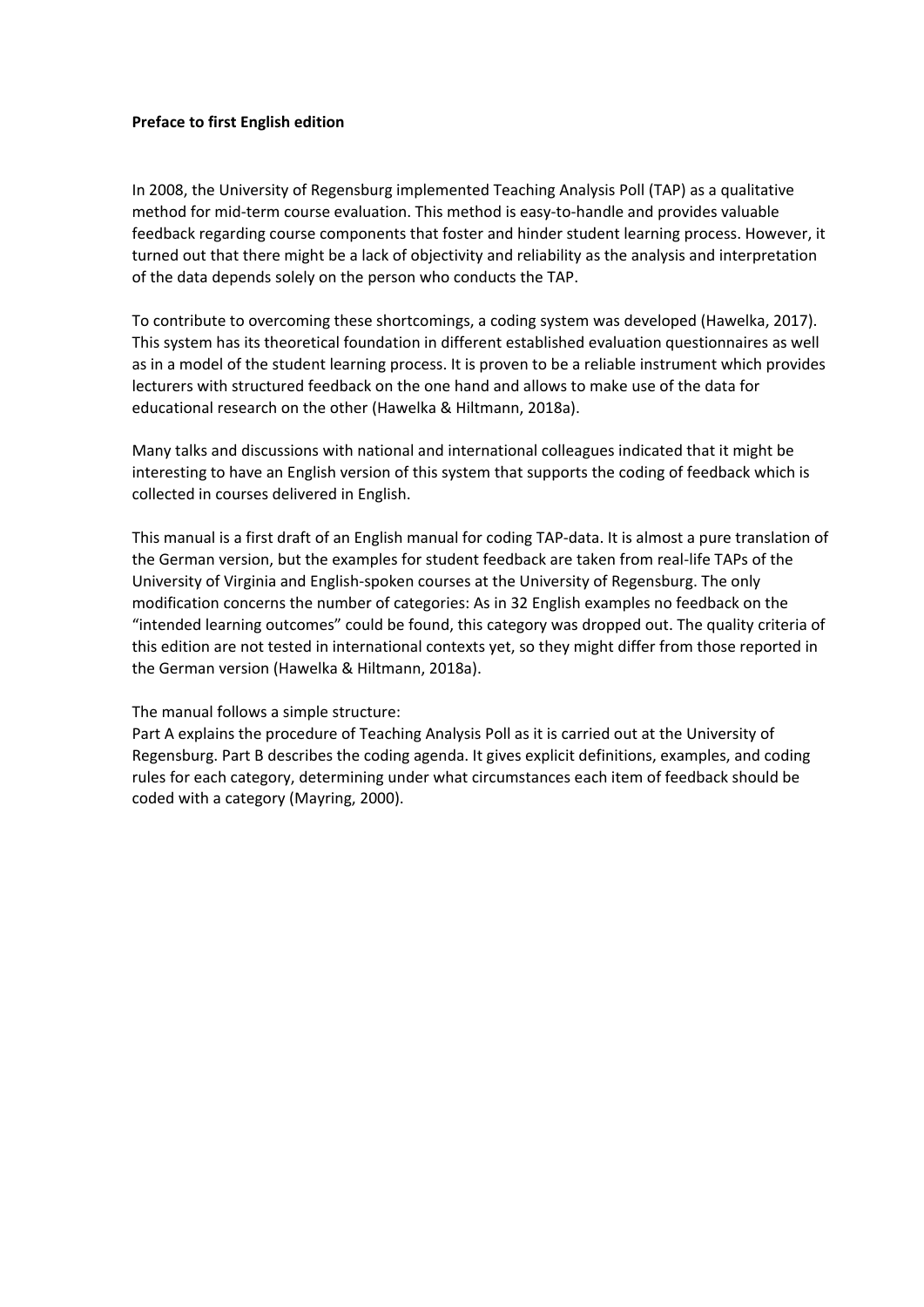**Preface to first English edition**

In 2008, the University of Regensburg implemented Teaching Analysis Poll (TAP) as a qualitative method for mid-term course evaluation. This method is easy-to-handle and provides valuable feedback regarding course components that foster and hinder student learning process. However, it turned out that there might be a lack of objectivity and reliability as the analysis and interpretation of the data depends solely on the person who conducts the TAP.

To contribute to overcoming these shortcomings, a coding system was developed (Hawelka, 2017). This system has its theoretical foundation in different established evaluation questionnaires as well as in a model of the student learning process. It is proven to be a reliable instrument which provides lecturers with structured feedback on the one hand and allows to make use of the data for educational research on the other (Hawelka & Hiltmann, 2018a).

Many talks and discussions with national and international colleagues indicated that it might be interesting to have an English version of this system that supports the coding of feedback which is collected in courses delivered in English.

This manual is a first draft of an English manual for coding TAP-data. It is almost a pure translation of the German version, but the examples for student feedback are taken from real-life TAPs of the University of Virginia and English-spoken courses at the University of Regensburg. The only modification concerns the number of categories: As in 32 English examples no feedback on the "intended learning outcomes" could be found, this category was dropped out. The quality criteria of this edition are not tested in international contexts yet, so they might differ from those reported in the German version (Hawelka & Hiltmann, 2018a).

The manual follows a simple structure:
Part A explains the procedure of Teaching Analysis Poll as it is carried out at the University of Regensburg. Part B describes the coding agenda. It gives explicit definitions, examples, and coding rules for each category, determining under what circumstances each item of feedback should be coded with a category (Mayring, 2000).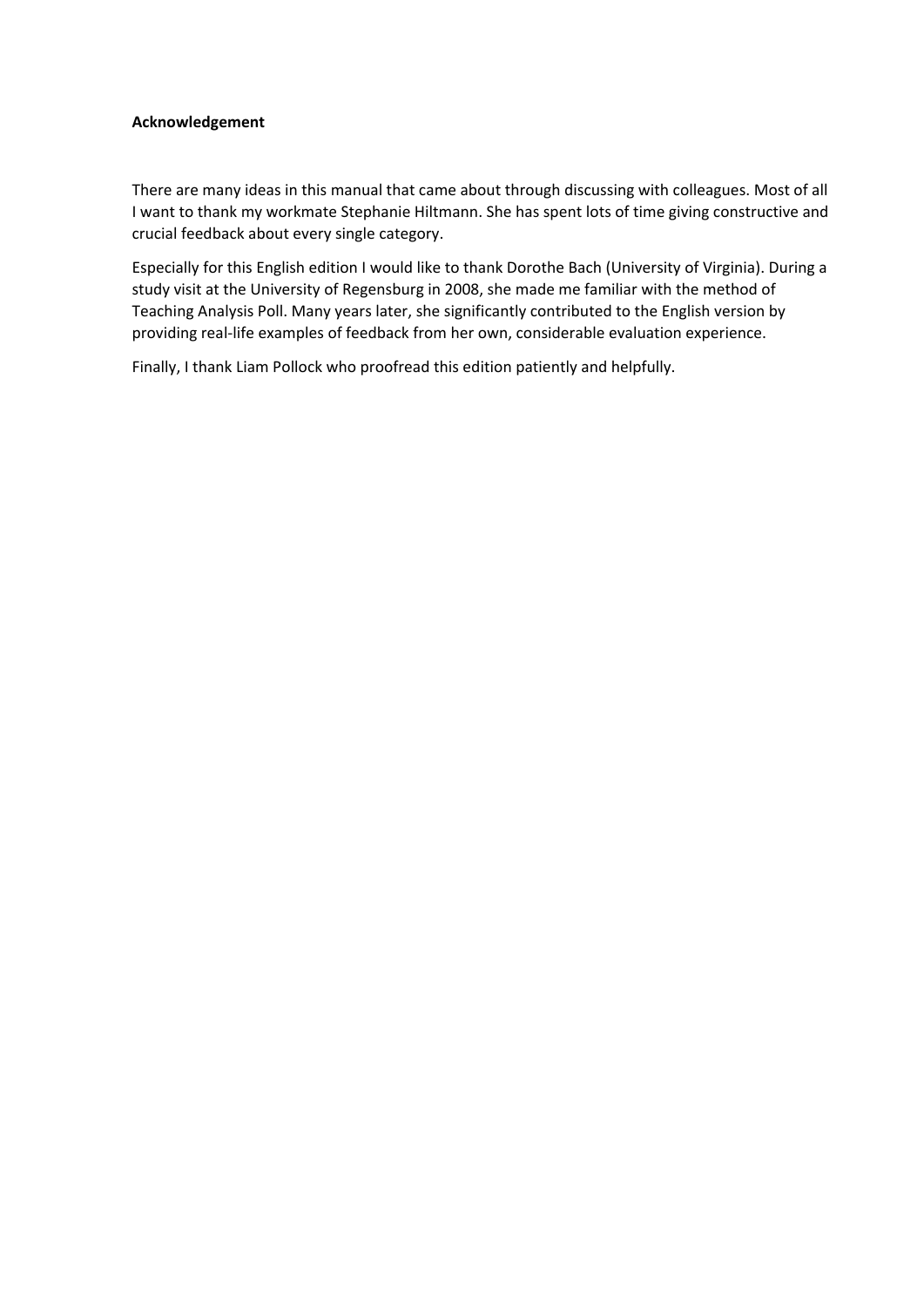**Acknowledgement**

There are many ideas in this manual that came about through discussing with colleagues. Most of all I want to thank my workmate Stephanie Hiltmann. She has spent lots of time giving constructive and crucial feedback about every single category.

Especially for this English edition I would like to thank Dorothe Bach (University of Virginia). During a study visit at the University of Regensburg in 2008, she made me familiar with the method of Teaching Analysis Poll. Many years later, she significantly contributed to the English version by providing real-life examples of feedback from her own, considerable evaluation experience.

Finally, I thank Liam Pollock who proofread this edition patiently and helpfully.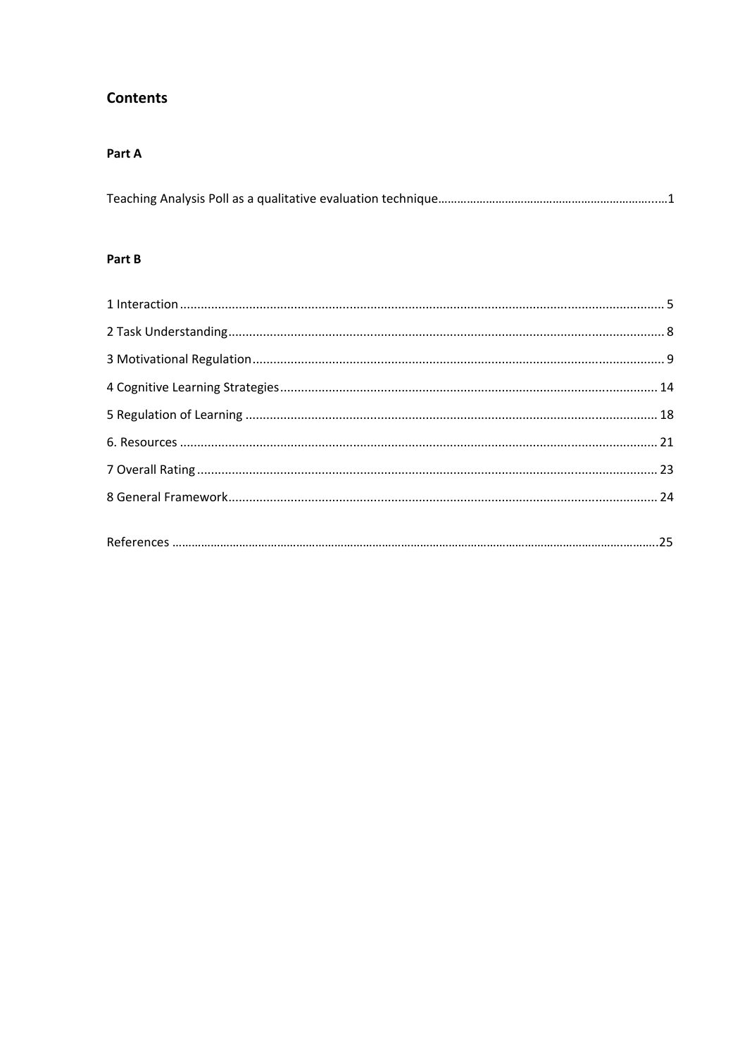## Contents

### Part A

Teaching Analysis Poll as a qualitative evaluation technique....1

### Part B

1 Interaction .... 5

2 Task Understanding .... 8

3 Motivational Regulation .... 9

4 Cognitive Learning Strategies .... 14

5 Regulation of Learning .... 18

6. Resources .... 21

7 Overall Rating .... 23

8 General Framework .... 24

References ....25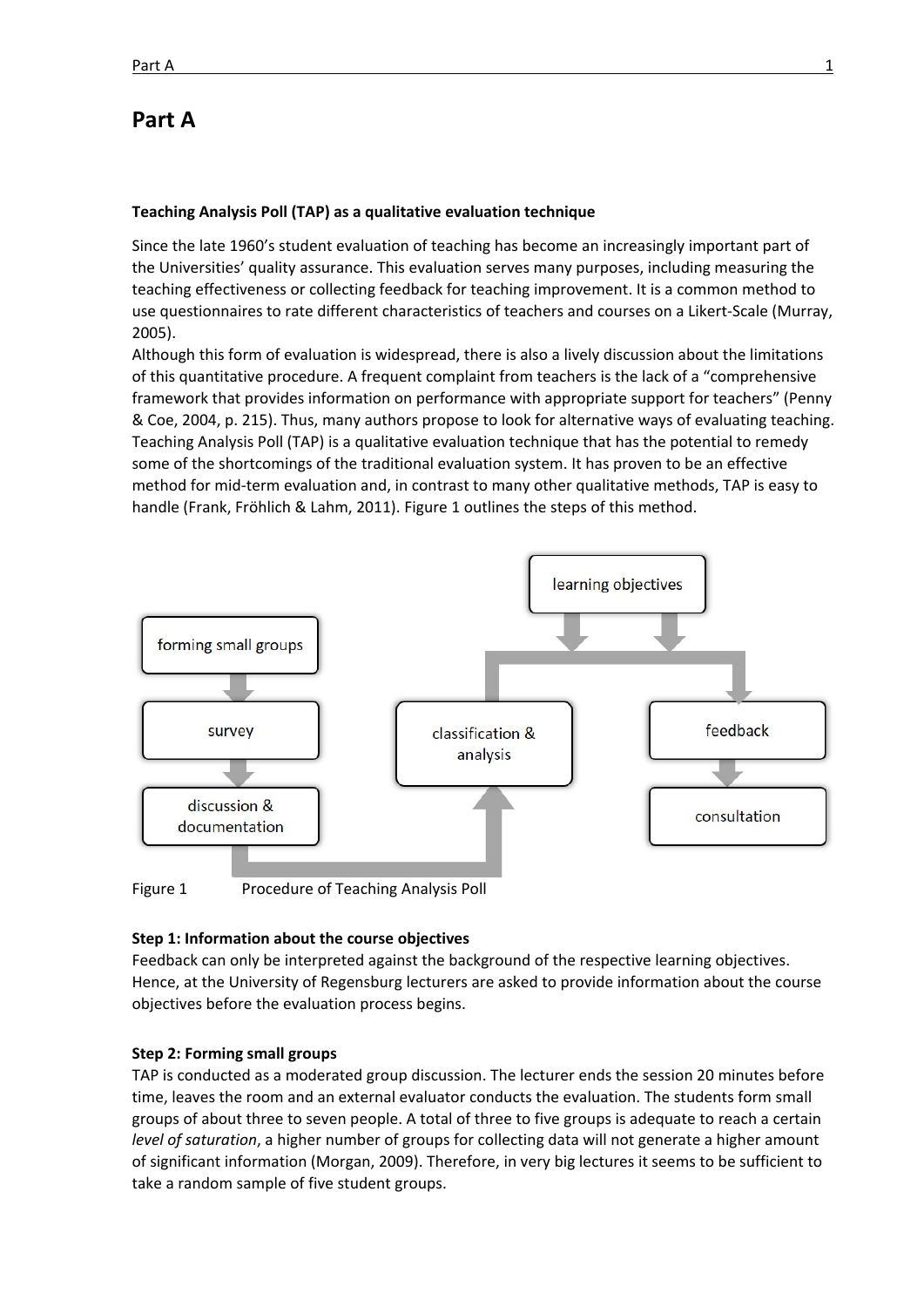# Part A

**Teaching Analysis Poll (TAP) as a qualitative evaluation technique**

Since the late 1960's student evaluation of teaching has become an increasingly important part of the Universities' quality assurance. This evaluation serves many purposes, including measuring the teaching effectiveness or collecting feedback for teaching improvement. It is a common method to use questionnaires to rate different characteristics of teachers and courses on a Likert-Scale (Murray, 2005).

Although this form of evaluation is widespread, there is also a lively discussion about the limitations of this quantitative procedure. A frequent complaint from teachers is the lack of a "comprehensive framework that provides information on performance with appropriate support for teachers" (Penny & Coe, 2004, p. 215). Thus, many authors propose to look for alternative ways of evaluating teaching. Teaching Analysis Poll (TAP) is a qualitative evaluation technique that has the potential to remedy some of the shortcomings of the traditional evaluation system. It has proven to be an effective method for mid-term evaluation and, in contrast to many other qualitative methods, TAP is easy to handle (Frank, Fröhlich & Lahm, 2011). Figure 1 outlines the steps of this method.

forming small groups → survey → discussion & documentation → classification & analysis

learning objectives → classification & analysis; learning objectives → feedback → consultation

Figure 1 Procedure of Teaching Analysis Poll

**Step 1: Information about the course objectives**
Feedback can only be interpreted against the background of the respective learning objectives. Hence, at the University of Regensburg lecturers are asked to provide information about the course objectives before the evaluation process begins.

**Step 2: Forming small groups**
TAP is conducted as a moderated group discussion. The lecturer ends the session 20 minutes before time, leaves the room and an external evaluator conducts the evaluation. The students form small groups of about three to seven people. A total of three to five groups is adequate to reach a certain *level of saturation*, a higher number of groups for collecting data will not generate a higher amount of significant information (Morgan, 2009). Therefore, in very big lectures it seems to be sufficient to take a random sample of five student groups.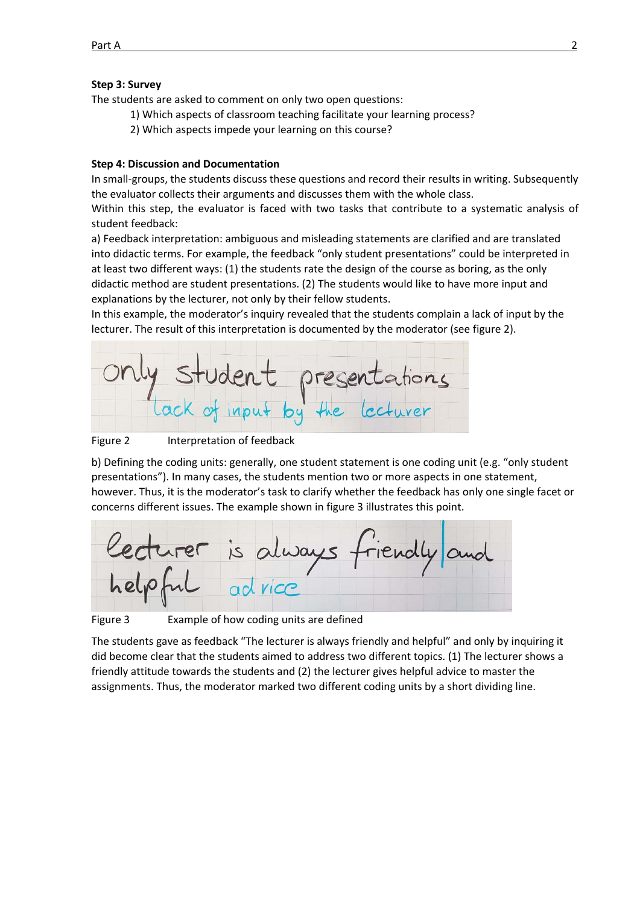**Step 3: Survey**

The students are asked to comment on only two open questions:

1) Which aspects of classroom teaching facilitate your learning process?
2) Which aspects impede your learning on this course?

**Step 4: Discussion and Documentation**

In small-groups, the students discuss these questions and record their results in writing. Subsequently the evaluator collects their arguments and discusses them with the whole class.

Within this step, the evaluator is faced with two tasks that contribute to a systematic analysis of student feedback:

a) Feedback interpretation: ambiguous and misleading statements are clarified and are translated into didactic terms. For example, the feedback "only student presentations" could be interpreted in at least two different ways: (1) the students rate the design of the course as boring, as the only didactic method are student presentations. (2) The students would like to have more input and explanations by the lecturer, not only by their fellow students.

In this example, the moderator's inquiry revealed that the students complain a lack of input by the lecturer. The result of this interpretation is documented by the moderator (see figure 2).

Figure 2 Interpretation of feedback

b) Defining the coding units: generally, one student statement is one coding unit (e.g. "only student presentations"). In many cases, the students mention two or more aspects in one statement, however. Thus, it is the moderator's task to clarify whether the feedback has only one single facet or concerns different issues. The example shown in figure 3 illustrates this point.

Figure 3 Example of how coding units are defined

The students gave as feedback "The lecturer is always friendly and helpful" and only by inquiring it did become clear that the students aimed to address two different topics. (1) The lecturer shows a friendly attitude towards the students and (2) the lecturer gives helpful advice to master the assignments. Thus, the moderator marked two different coding units by a short dividing line.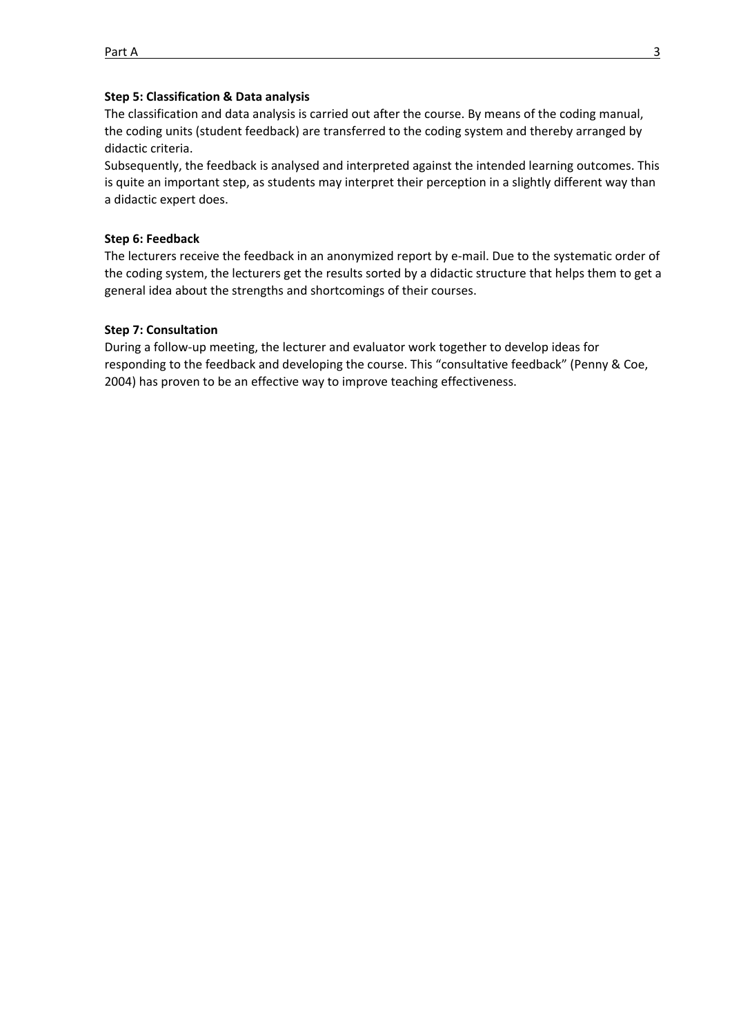**Step 5: Classification & Data analysis**

The classification and data analysis is carried out after the course. By means of the coding manual, the coding units (student feedback) are transferred to the coding system and thereby arranged by didactic criteria.

Subsequently, the feedback is analysed and interpreted against the intended learning outcomes. This is quite an important step, as students may interpret their perception in a slightly different way than a didactic expert does.

**Step 6: Feedback**

The lecturers receive the feedback in an anonymized report by e-mail. Due to the systematic order of the coding system, the lecturers get the results sorted by a didactic structure that helps them to get a general idea about the strengths and shortcomings of their courses.

**Step 7: Consultation**

During a follow-up meeting, the lecturer and evaluator work together to develop ideas for responding to the feedback and developing the course. This "consultative feedback" (Penny & Coe, 2004) has proven to be an effective way to improve teaching effectiveness.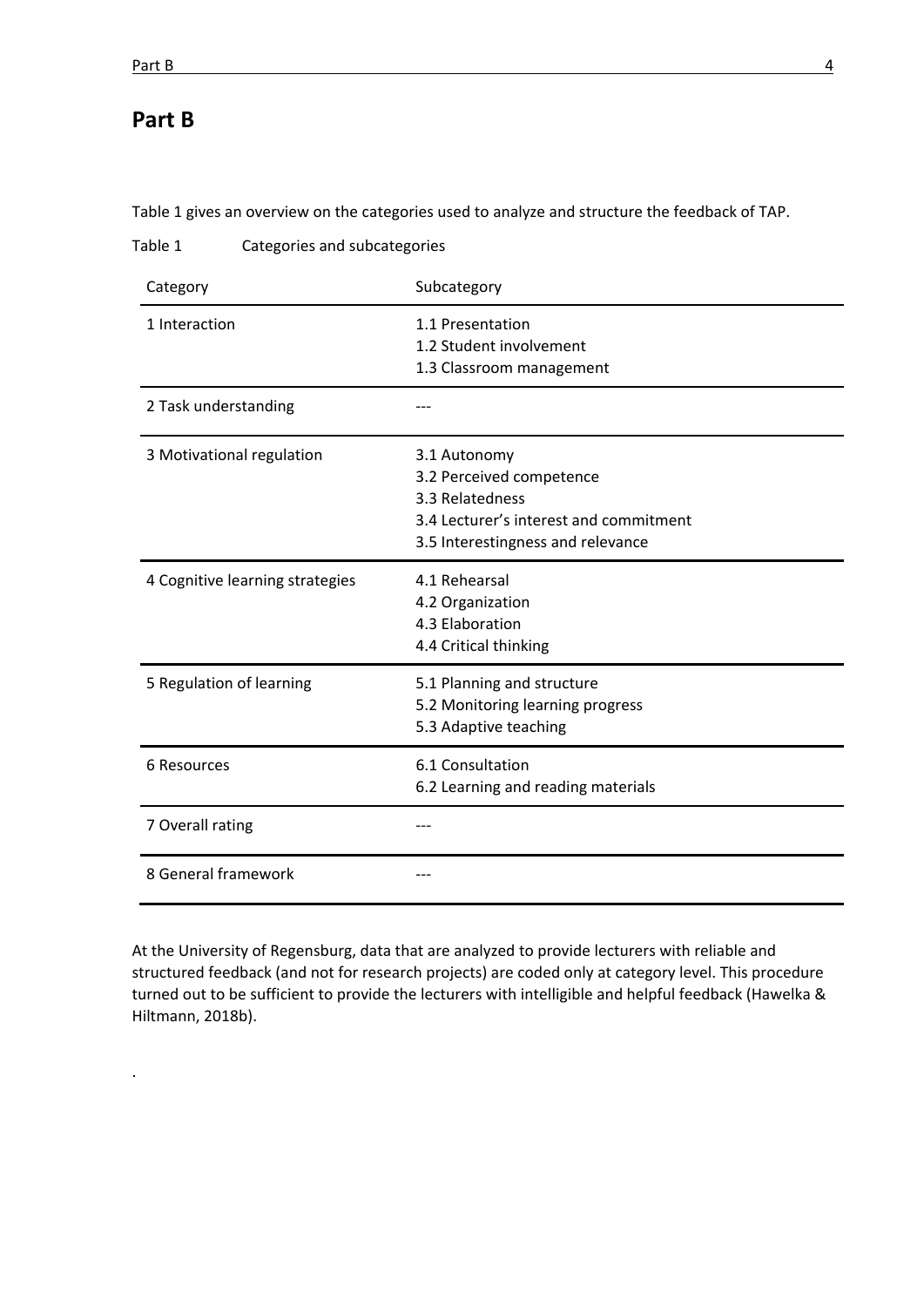# Part B

Table 1 gives an overview on the categories used to analyze and structure the feedback of TAP.

Table 1 Categories and subcategories

| Category | Subcategory |
|---|---|
| 1 Interaction | 1.1 Presentation<br>1.2 Student involvement<br>1.3 Classroom management |
| 2 Task understanding | --- |
| 3 Motivational regulation | 3.1 Autonomy<br>3.2 Perceived competence<br>3.3 Relatedness<br>3.4 Lecturer's interest and commitment<br>3.5 Interestingness and relevance |
| 4 Cognitive learning strategies | 4.1 Rehearsal<br>4.2 Organization<br>4.3 Elaboration<br>4.4 Critical thinking |
| 5 Regulation of learning | 5.1 Planning and structure<br>5.2 Monitoring learning progress<br>5.3 Adaptive teaching |
| 6 Resources | 6.1 Consultation<br>6.2 Learning and reading materials |
| 7 Overall rating | --- |
| 8 General framework | --- |

At the University of Regensburg, data that are analyzed to provide lecturers with reliable and structured feedback (and not for research projects) are coded only at category level. This procedure turned out to be sufficient to provide the lecturers with intelligible and helpful feedback (Hawelka & Hiltmann, 2018b).

.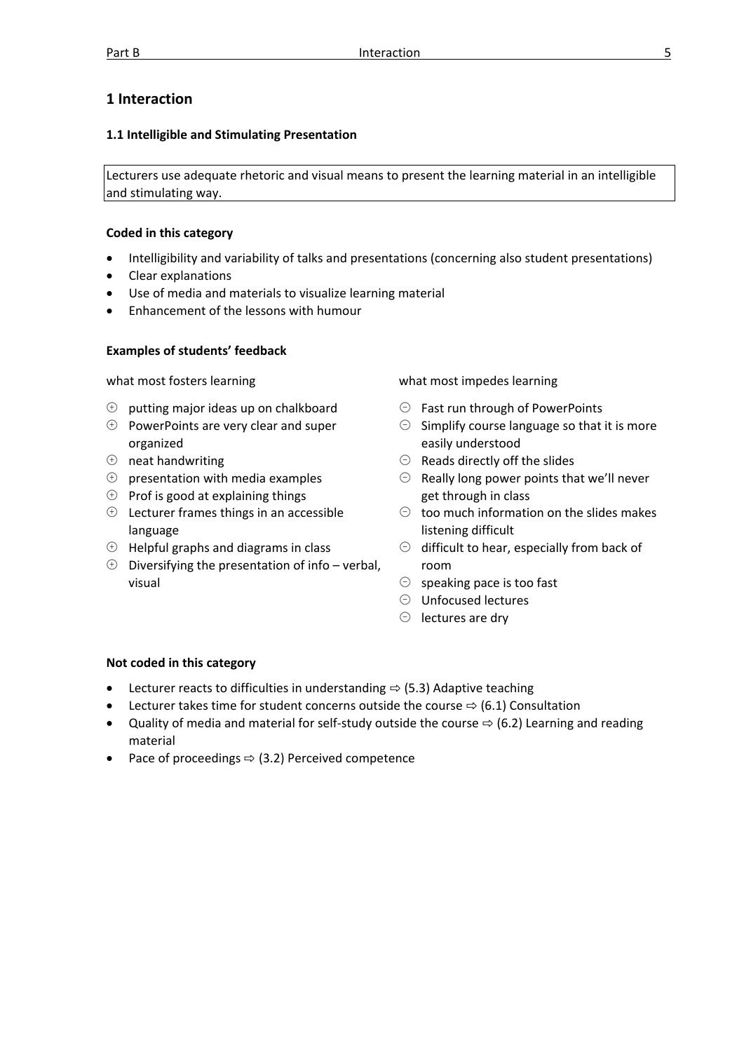# 1 Interaction

## 1.1 Intelligible and Stimulating Presentation

Lecturers use adequate rhetoric and visual means to present the learning material in an intelligible and stimulating way.

**Coded in this category**

- Intelligibility and variability of talks and presentations (concerning also student presentations)
- Clear explanations
- Use of media and materials to visualize learning material
- Enhancement of the lessons with humour

**Examples of students' feedback**

what most fosters learning

- ⊕ putting major ideas up on chalkboard
- ⊕ PowerPoints are very clear and super organized
- ⊕ neat handwriting
- ⊕ presentation with media examples
- ⊕ Prof is good at explaining things
- ⊕ Lecturer frames things in an accessible language
- ⊕ Helpful graphs and diagrams in class
- ⊕ Diversifying the presentation of info – verbal, visual

what most impedes learning

- ⊖ Fast run through of PowerPoints
- ⊖ Simplify course language so that it is more easily understood
- ⊖ Reads directly off the slides
- ⊖ Really long power points that we'll never get through in class
- ⊖ too much information on the slides makes listening difficult
- ⊖ difficult to hear, especially from back of room
- ⊖ speaking pace is too fast
- ⊖ Unfocused lectures
- ⊖ lectures are dry

**Not coded in this category**

- Lecturer reacts to difficulties in understanding ⇨ (5.3) Adaptive teaching
- Lecturer takes time for student concerns outside the course ⇨ (6.1) Consultation
- Quality of media and material for self-study outside the course ⇨ (6.2) Learning and reading material
- Pace of proceedings ⇨ (3.2) Perceived competence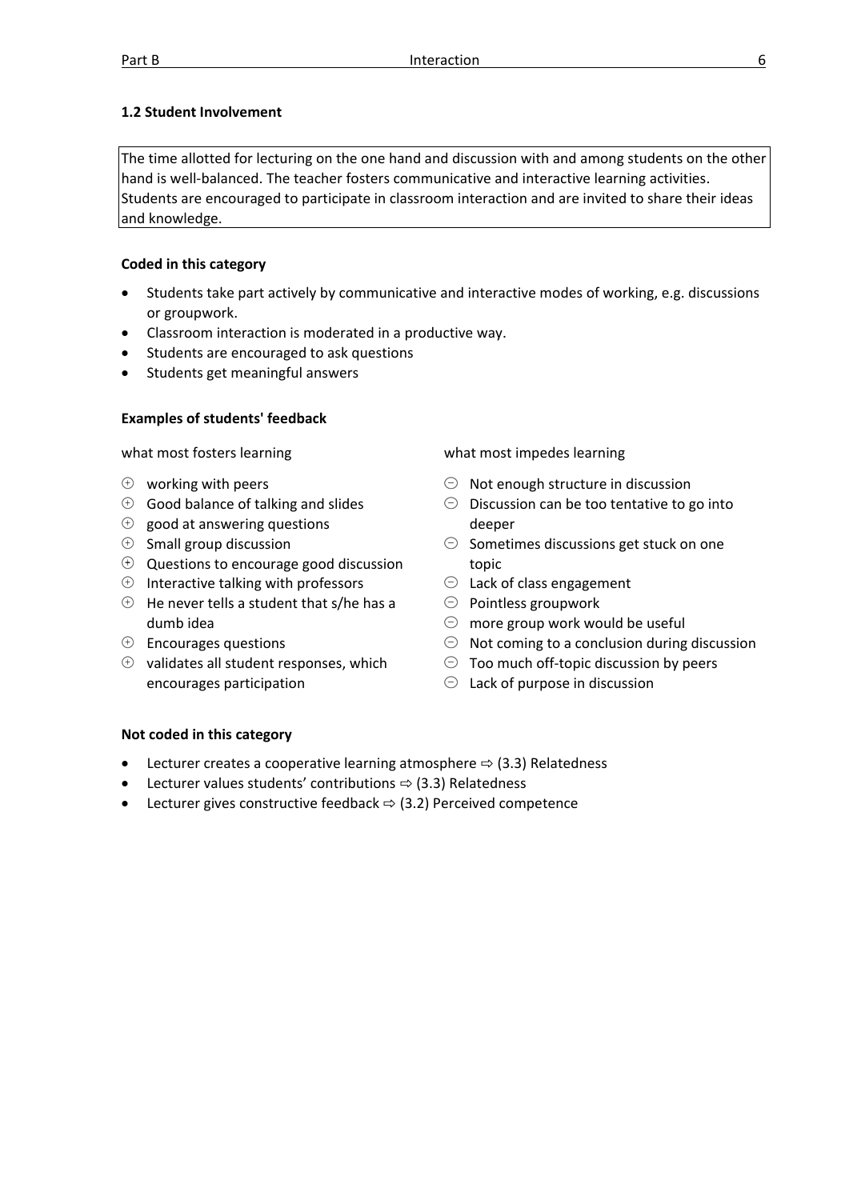### 1.2 Student Involvement

The time allotted for lecturing on the one hand and discussion with and among students on the other hand is well-balanced. The teacher fosters communicative and interactive learning activities. Students are encouraged to participate in classroom interaction and are invited to share their ideas and knowledge.

#### Coded in this category

- Students take part actively by communicative and interactive modes of working, e.g. discussions or groupwork.
- Classroom interaction is moderated in a productive way.
- Students are encouraged to ask questions
- Students get meaningful answers

#### Examples of students' feedback

what most fosters learning

- ⊕ working with peers
- ⊕ Good balance of talking and slides
- ⊕ good at answering questions
- ⊕ Small group discussion
- ⊕ Questions to encourage good discussion
- ⊕ Interactive talking with professors
- ⊕ He never tells a student that s/he has a dumb idea
- ⊕ Encourages questions
- ⊕ validates all student responses, which encourages participation

what most impedes learning

- ⊖ Not enough structure in discussion
- ⊖ Discussion can be too tentative to go into deeper
- ⊖ Sometimes discussions get stuck on one topic
- ⊖ Lack of class engagement
- ⊖ Pointless groupwork
- ⊖ more group work would be useful
- ⊖ Not coming to a conclusion during discussion
- ⊖ Too much off-topic discussion by peers
- ⊖ Lack of purpose in discussion

#### Not coded in this category

- Lecturer creates a cooperative learning atmosphere ⇨ (3.3) Relatedness
- Lecturer values students' contributions ⇨ (3.3) Relatedness
- Lecturer gives constructive feedback ⇨ (3.2) Perceived competence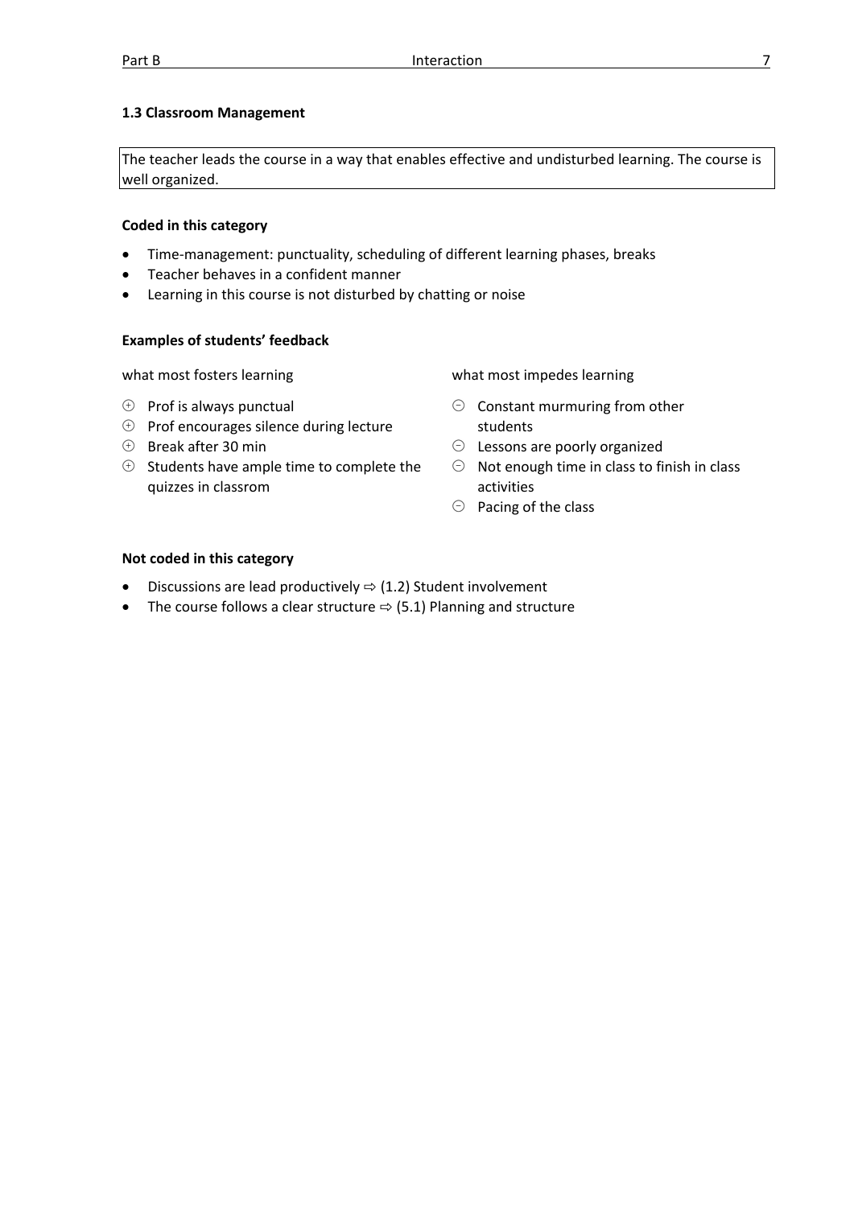### 1.3 Classroom Management

The teacher leads the course in a way that enables effective and undisturbed learning. The course is well organized.

**Coded in this category**

- Time-management: punctuality, scheduling of different learning phases, breaks
- Teacher behaves in a confident manner
- Learning in this course is not disturbed by chatting or noise

**Examples of students' feedback**

what most fosters learning

- ⊕ Prof is always punctual
- ⊕ Prof encourages silence during lecture
- ⊕ Break after 30 min
- ⊕ Students have ample time to complete the quizzes in classrom

what most impedes learning

- ⊖ Constant murmuring from other students
- ⊖ Lessons are poorly organized
- ⊖ Not enough time in class to finish in class activities
- ⊖ Pacing of the class

**Not coded in this category**

- Discussions are lead productively ⇨ (1.2) Student involvement
- The course follows a clear structure ⇨ (5.1) Planning and structure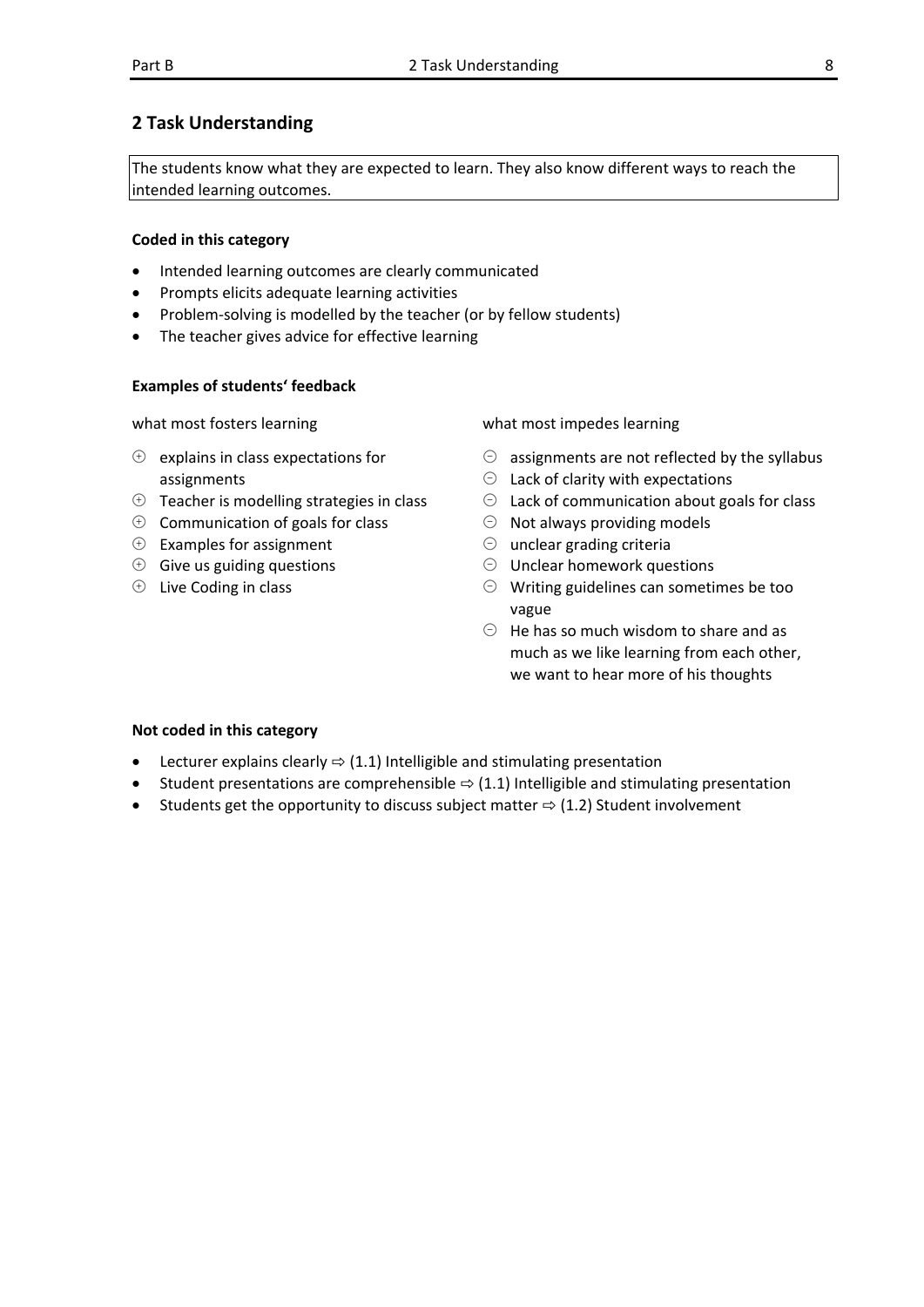## 2 Task Understanding

The students know what they are expected to learn. They also know different ways to reach the intended learning outcomes.

**Coded in this category**

- Intended learning outcomes are clearly communicated
- Prompts elicits adequate learning activities
- Problem-solving is modelled by the teacher (or by fellow students)
- The teacher gives advice for effective learning

**Examples of students' feedback**

what most fosters learning

- ⊕ explains in class expectations for assignments
- ⊕ Teacher is modelling strategies in class
- ⊕ Communication of goals for class
- ⊕ Examples for assignment
- ⊕ Give us guiding questions
- ⊕ Live Coding in class

what most impedes learning

- ⊖ assignments are not reflected by the syllabus
- ⊖ Lack of clarity with expectations
- ⊖ Lack of communication about goals for class
- ⊖ Not always providing models
- ⊖ unclear grading criteria
- ⊖ Unclear homework questions
- ⊖ Writing guidelines can sometimes be too vague
- ⊖ He has so much wisdom to share and as much as we like learning from each other, we want to hear more of his thoughts

**Not coded in this category**

- Lecturer explains clearly ⇨ (1.1) Intelligible and stimulating presentation
- Student presentations are comprehensible ⇨ (1.1) Intelligible and stimulating presentation
- Students get the opportunity to discuss subject matter ⇨ (1.2) Student involvement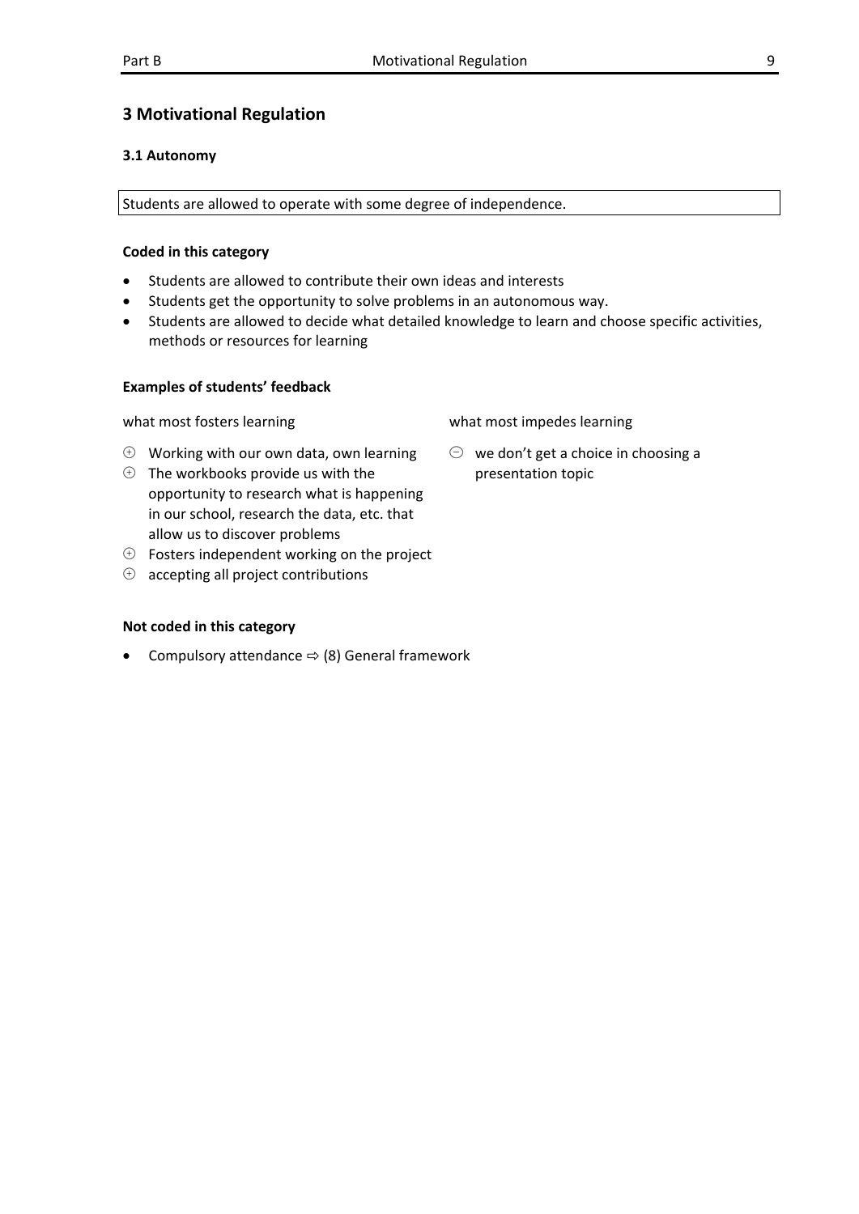# 3 Motivational Regulation

## 3.1 Autonomy

Students are allowed to operate with some degree of independence.

**Coded in this category**

- Students are allowed to contribute their own ideas and interests
- Students get the opportunity to solve problems in an autonomous way.
- Students are allowed to decide what detailed knowledge to learn and choose specific activities, methods or resources for learning

**Examples of students' feedback**

what most fosters learning

- ⊕ Working with our own data, own learning
- ⊕ The workbooks provide us with the opportunity to research what is happening in our school, research the data, etc. that allow us to discover problems
- ⊕ Fosters independent working on the project
- ⊕ accepting all project contributions

what most impedes learning

- ⊖ we don't get a choice in choosing a presentation topic

**Not coded in this category**

- Compulsory attendance ⇨ (8) General framework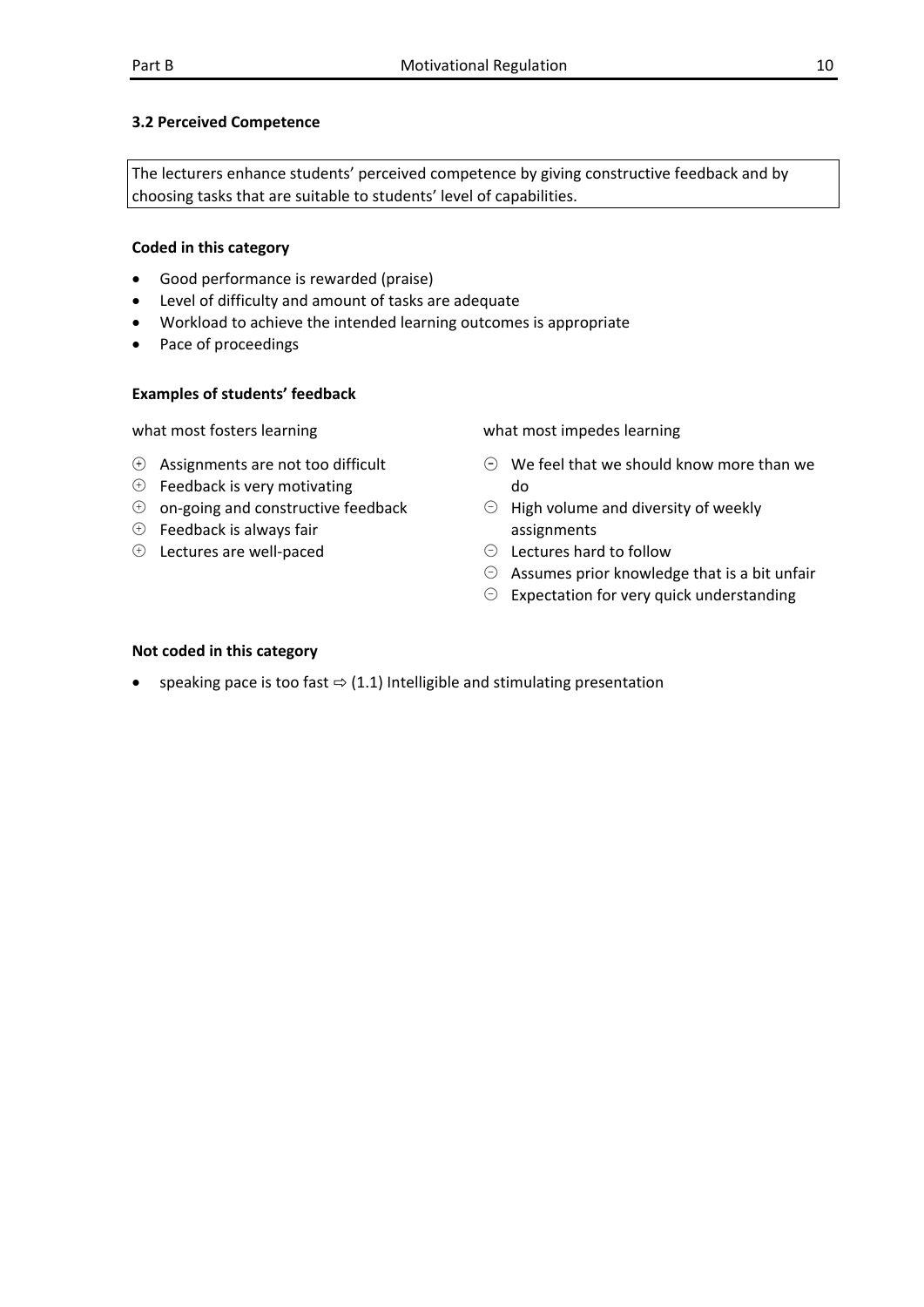### 3.2 Perceived Competence

The lecturers enhance students' perceived competence by giving constructive feedback and by choosing tasks that are suitable to students' level of capabilities.

**Coded in this category**

- Good performance is rewarded (praise)
- Level of difficulty and amount of tasks are adequate
- Workload to achieve the intended learning outcomes is appropriate
- Pace of proceedings

**Examples of students' feedback**

what most fosters learning

- ⊕ Assignments are not too difficult
- ⊕ Feedback is very motivating
- ⊕ on-going and constructive feedback
- ⊕ Feedback is always fair
- ⊕ Lectures are well-paced

what most impedes learning

- ⊖ We feel that we should know more than we do
- ⊖ High volume and diversity of weekly assignments
- ⊖ Lectures hard to follow
- ⊖ Assumes prior knowledge that is a bit unfair
- ⊖ Expectation for very quick understanding

**Not coded in this category**

- speaking pace is too fast ⇨ (1.1) Intelligible and stimulating presentation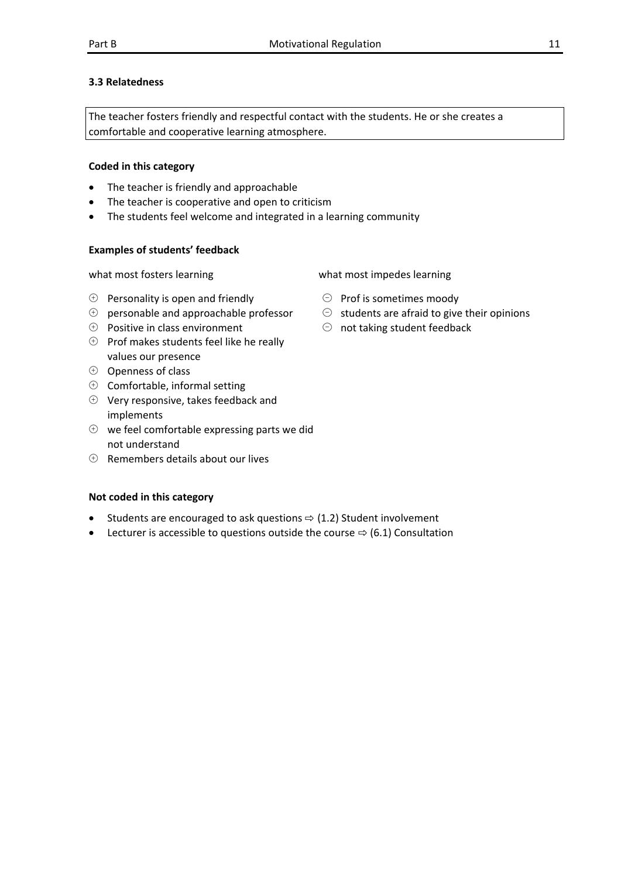### 3.3 Relatedness

The teacher fosters friendly and respectful contact with the students. He or she creates a comfortable and cooperative learning atmosphere.

**Coded in this category**

- The teacher is friendly and approachable
- The teacher is cooperative and open to criticism
- The students feel welcome and integrated in a learning community

**Examples of students' feedback**

what most fosters learning

- ⊕ Personality is open and friendly
- ⊕ personable and approachable professor
- ⊕ Positive in class environment
- ⊕ Prof makes students feel like he really values our presence
- ⊕ Openness of class
- ⊕ Comfortable, informal setting
- ⊕ Very responsive, takes feedback and implements
- ⊕ we feel comfortable expressing parts we did not understand
- ⊕ Remembers details about our lives

what most impedes learning

- ⊖ Prof is sometimes moody
- ⊖ students are afraid to give their opinions
- ⊖ not taking student feedback

**Not coded in this category**

- Students are encouraged to ask questions ⇨ (1.2) Student involvement
- Lecturer is accessible to questions outside the course ⇨ (6.1) Consultation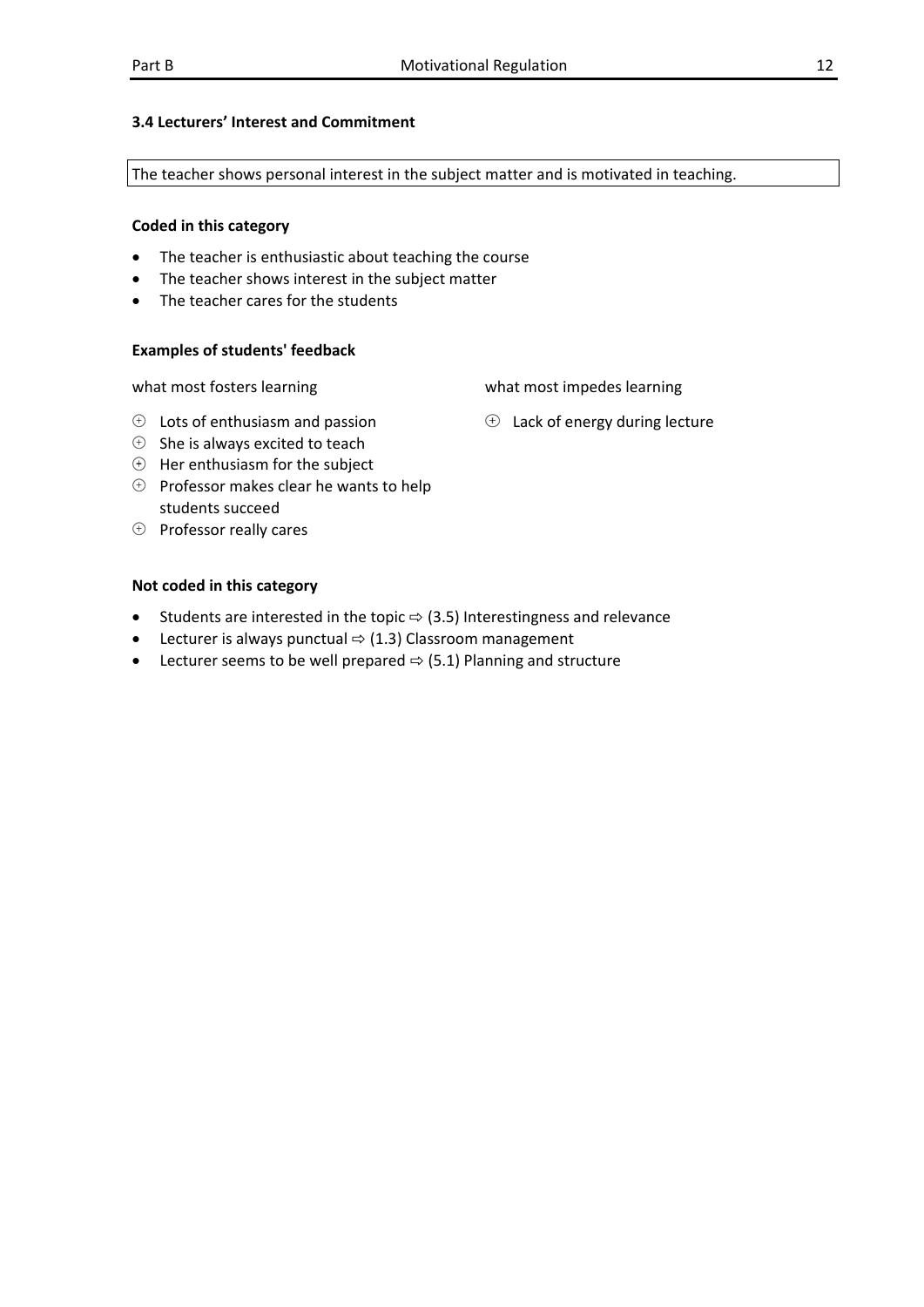### 3.4 Lecturers' Interest and Commitment

The teacher shows personal interest in the subject matter and is motivated in teaching.

**Coded in this category**

- The teacher is enthusiastic about teaching the course
- The teacher shows interest in the subject matter
- The teacher cares for the students

**Examples of students' feedback**

| what most fosters learning | what most impedes learning |
| --- | --- |
| ⊕ Lots of enthusiasm and passion | ⊕ Lack of energy during lecture |
| ⊕ She is always excited to teach | |
| ⊕ Her enthusiasm for the subject | |
| ⊕ Professor makes clear he wants to help students succeed | |
| ⊕ Professor really cares | |

**Not coded in this category**

- Students are interested in the topic ⇨ (3.5) Interestingness and relevance
- Lecturer is always punctual ⇨ (1.3) Classroom management
- Lecturer seems to be well prepared ⇨ (5.1) Planning and structure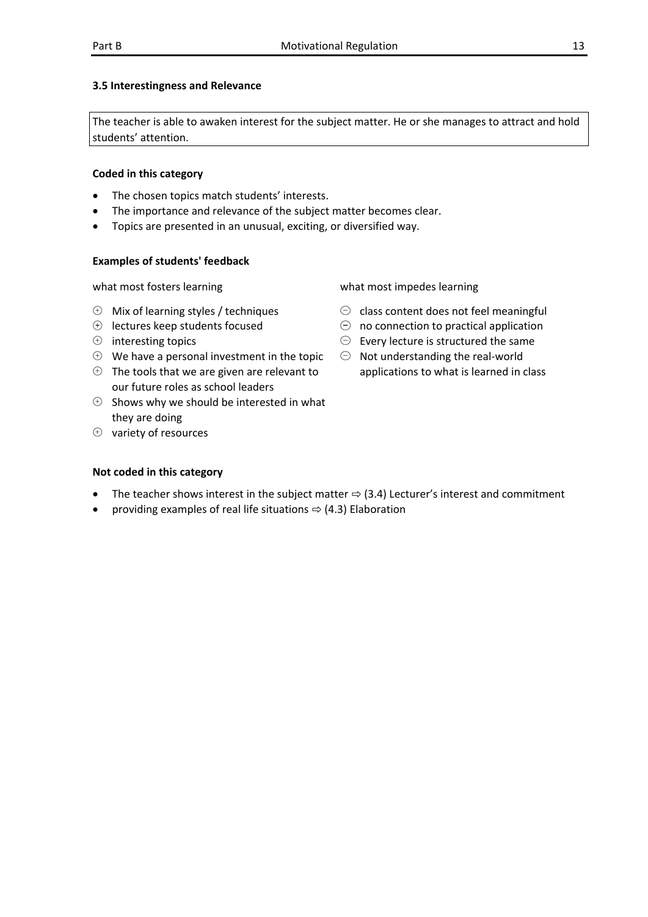### 3.5 Interestingness and Relevance

The teacher is able to awaken interest for the subject matter. He or she manages to attract and hold students' attention.

**Coded in this category**

- The chosen topics match students' interests.
- The importance and relevance of the subject matter becomes clear.
- Topics are presented in an unusual, exciting, or diversified way.

**Examples of students' feedback**

what most fosters learning

- ⊕ Mix of learning styles / techniques
- ⊕ lectures keep students focused
- ⊕ interesting topics
- ⊕ We have a personal investment in the topic
- ⊕ The tools that we are given are relevant to our future roles as school leaders
- ⊕ Shows why we should be interested in what they are doing
- ⊕ variety of resources

what most impedes learning

- ⊖ class content does not feel meaningful
- ⊖ no connection to practical application
- ⊖ Every lecture is structured the same
- ⊖ Not understanding the real-world applications to what is learned in class

**Not coded in this category**

- The teacher shows interest in the subject matter ⇨ (3.4) Lecturer's interest and commitment
- providing examples of real life situations ⇨ (4.3) Elaboration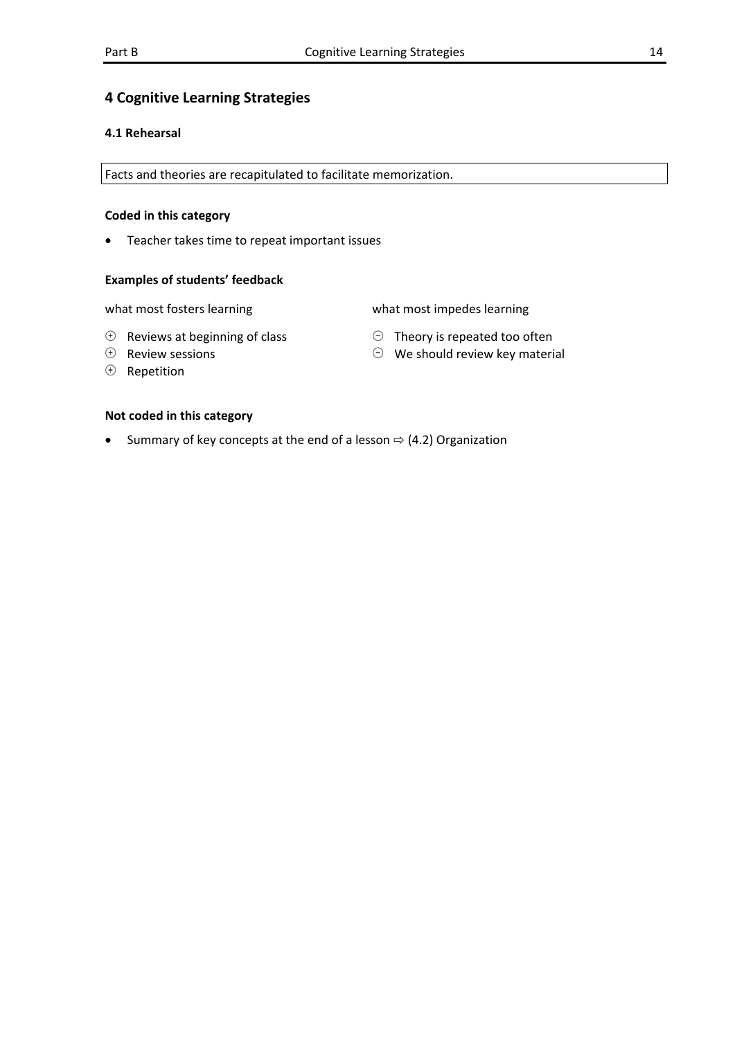# 4 Cognitive Learning Strategies

## 4.1 Rehearsal

Facts and theories are recapitulated to facilitate memorization.

**Coded in this category**

- Teacher takes time to repeat important issues

**Examples of students' feedback**

| what most fosters learning | what most impedes learning |
| --- | --- |
| ⊕ Reviews at beginning of class | ⊖ Theory is repeated too often |
| ⊕ Review sessions | ⊖ We should review key material |
| ⊕ Repetition | |

**Not coded in this category**

- Summary of key concepts at the end of a lesson ⇨ (4.2) Organization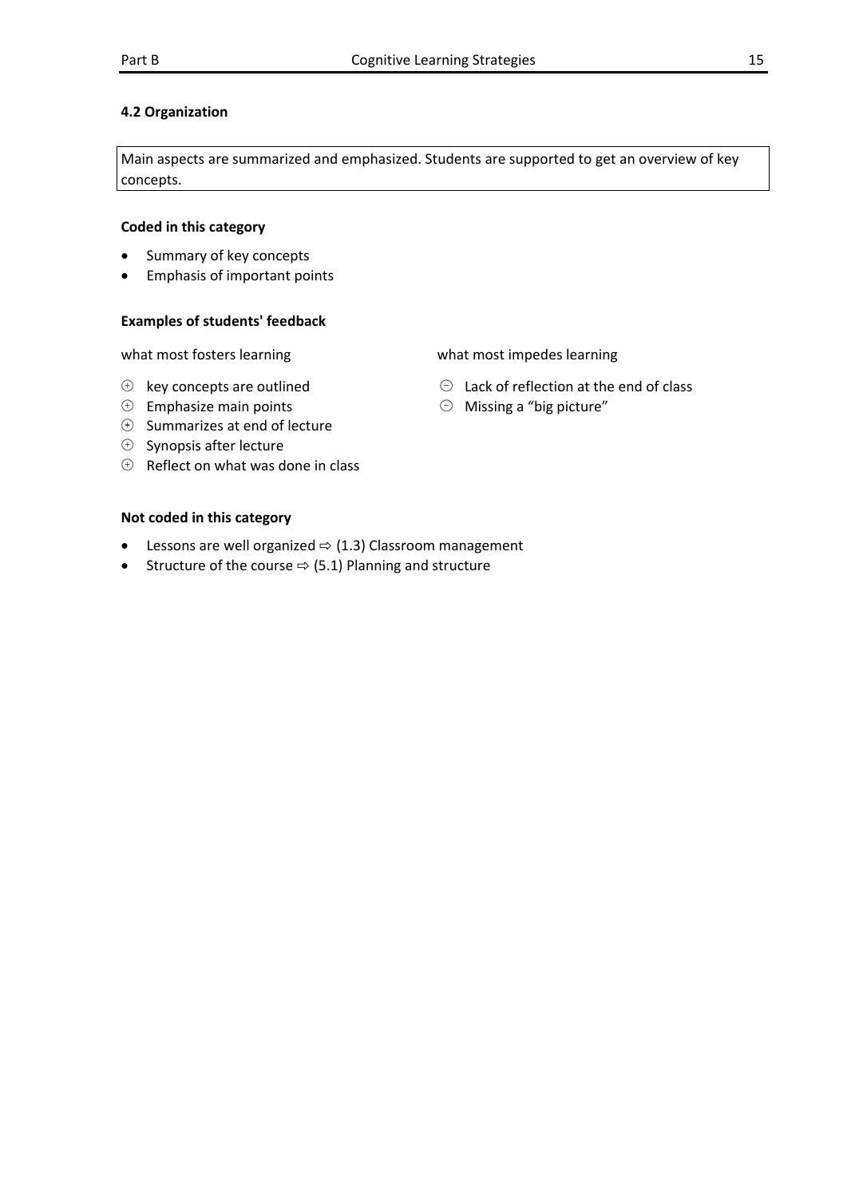### 4.2 Organization

Main aspects are summarized and emphasized. Students are supported to get an overview of key concepts.

**Coded in this category**

- Summary of key concepts
- Emphasis of important points

**Examples of students' feedback**

what most fosters learning

- ⊕ key concepts are outlined
- ⊕ Emphasize main points
- ⊕ Summarizes at end of lecture
- ⊕ Synopsis after lecture
- ⊕ Reflect on what was done in class

what most impedes learning

- ⊖ Lack of reflection at the end of class
- ⊖ Missing a "big picture"

**Not coded in this category**

- Lessons are well organized ⇨ (1.3) Classroom management
- Structure of the course ⇨ (5.1) Planning and structure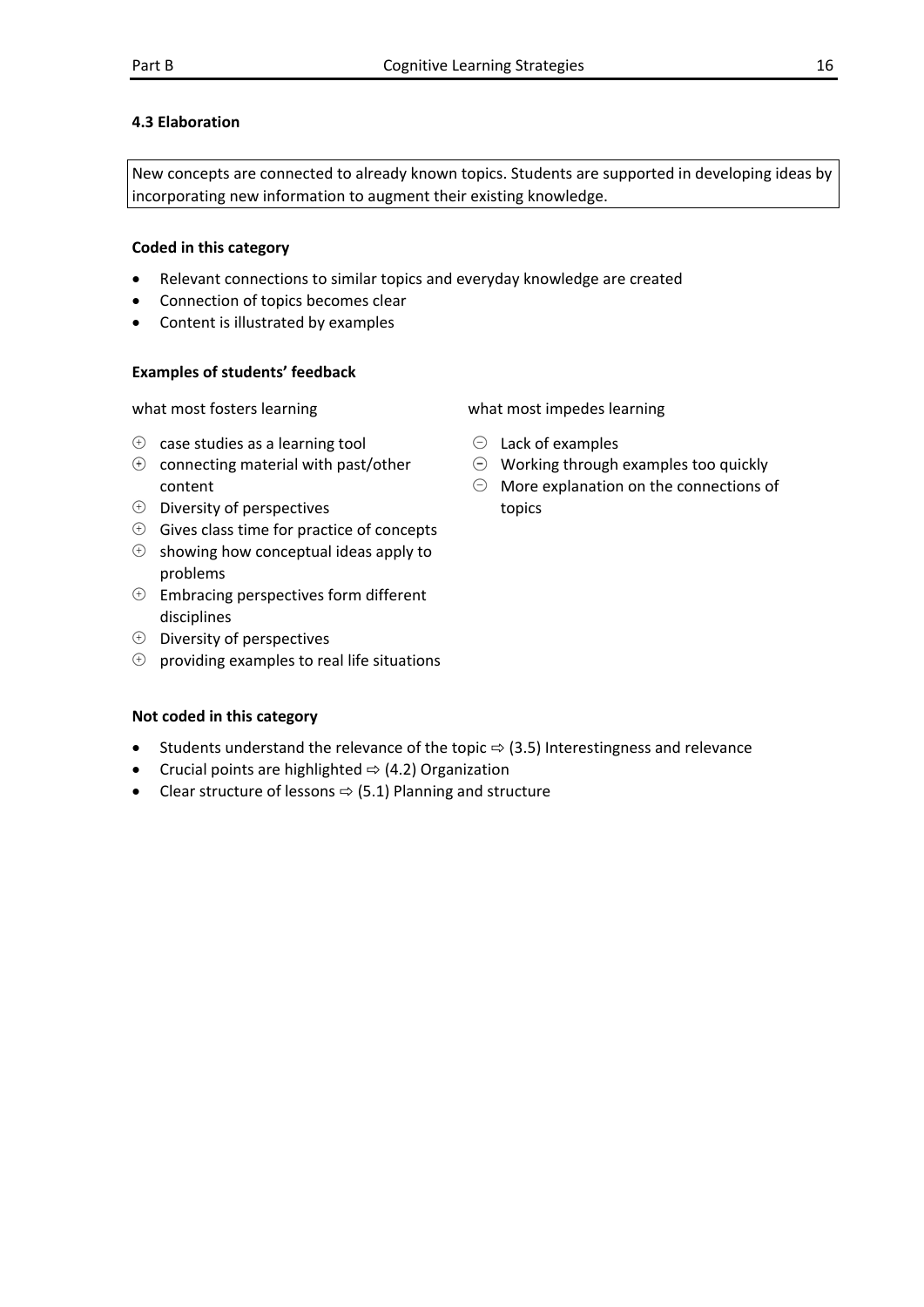### 4.3 Elaboration

New concepts are connected to already known topics. Students are supported in developing ideas by incorporating new information to augment their existing knowledge.

**Coded in this category**

- Relevant connections to similar topics and everyday knowledge are created
- Connection of topics becomes clear
- Content is illustrated by examples

**Examples of students' feedback**

what most fosters learning

- ⊕ case studies as a learning tool
- ⊕ connecting material with past/other content
- ⊕ Diversity of perspectives
- ⊕ Gives class time for practice of concepts
- ⊕ showing how conceptual ideas apply to problems
- ⊕ Embracing perspectives form different disciplines
- ⊕ Diversity of perspectives
- ⊕ providing examples to real life situations

what most impedes learning

- ⊖ Lack of examples
- ⊖ Working through examples too quickly
- ⊖ More explanation on the connections of topics

**Not coded in this category**

- Students understand the relevance of the topic ⇨ (3.5) Interestingness and relevance
- Crucial points are highlighted ⇨ (4.2) Organization
- Clear structure of lessons ⇨ (5.1) Planning and structure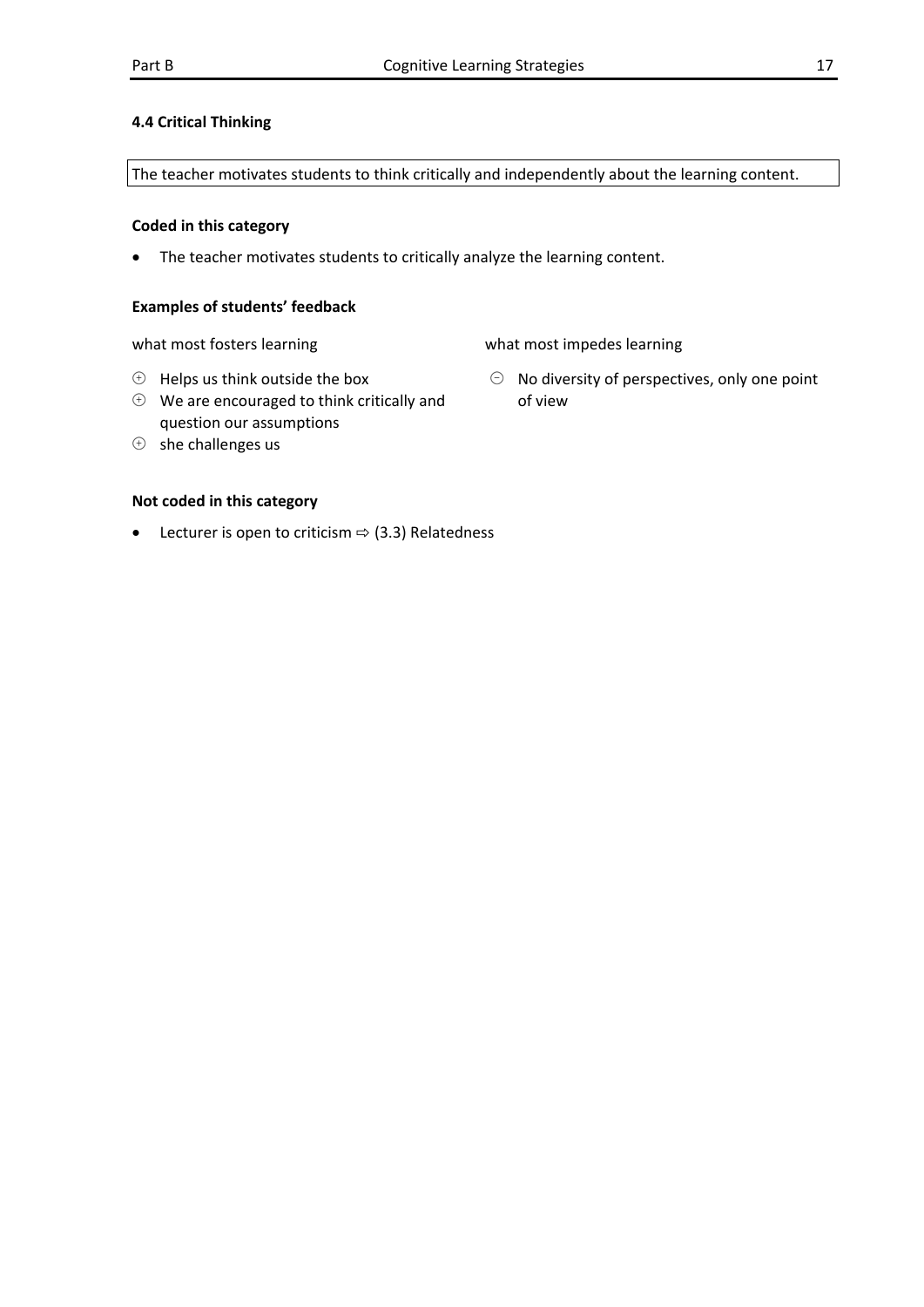### 4.4 Critical Thinking

The teacher motivates students to think critically and independently about the learning content.

**Coded in this category**

- The teacher motivates students to critically analyze the learning content.

**Examples of students' feedback**

what most fosters learning

- ⊕ Helps us think outside the box
- ⊕ We are encouraged to think critically and question our assumptions
- ⊕ she challenges us

what most impedes learning

- ⊖ No diversity of perspectives, only one point of view

**Not coded in this category**

- Lecturer is open to criticism ⇨ (3.3) Relatedness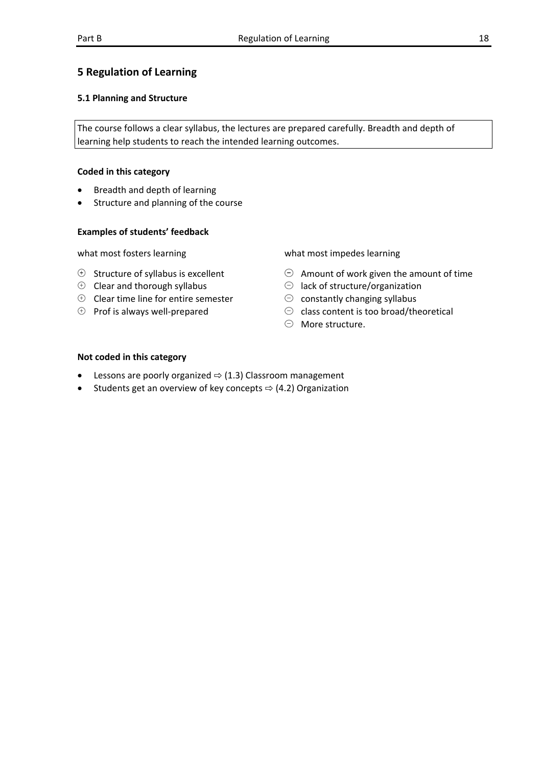# 5 Regulation of Learning

## 5.1 Planning and Structure

The course follows a clear syllabus, the lectures are prepared carefully. Breadth and depth of learning help students to reach the intended learning outcomes.

**Coded in this category**

- Breadth and depth of learning
- Structure and planning of the course

**Examples of students' feedback**

what most fosters learning

- ⊕ Structure of syllabus is excellent
- ⊕ Clear and thorough syllabus
- ⊕ Clear time line for entire semester
- ⊕ Prof is always well-prepared

what most impedes learning

- ⊖ Amount of work given the amount of time
- ⊖ lack of structure/organization
- ⊖ constantly changing syllabus
- ⊖ class content is too broad/theoretical
- ⊖ More structure.

**Not coded in this category**

- Lessons are poorly organized ⇨ (1.3) Classroom management
- Students get an overview of key concepts ⇨ (4.2) Organization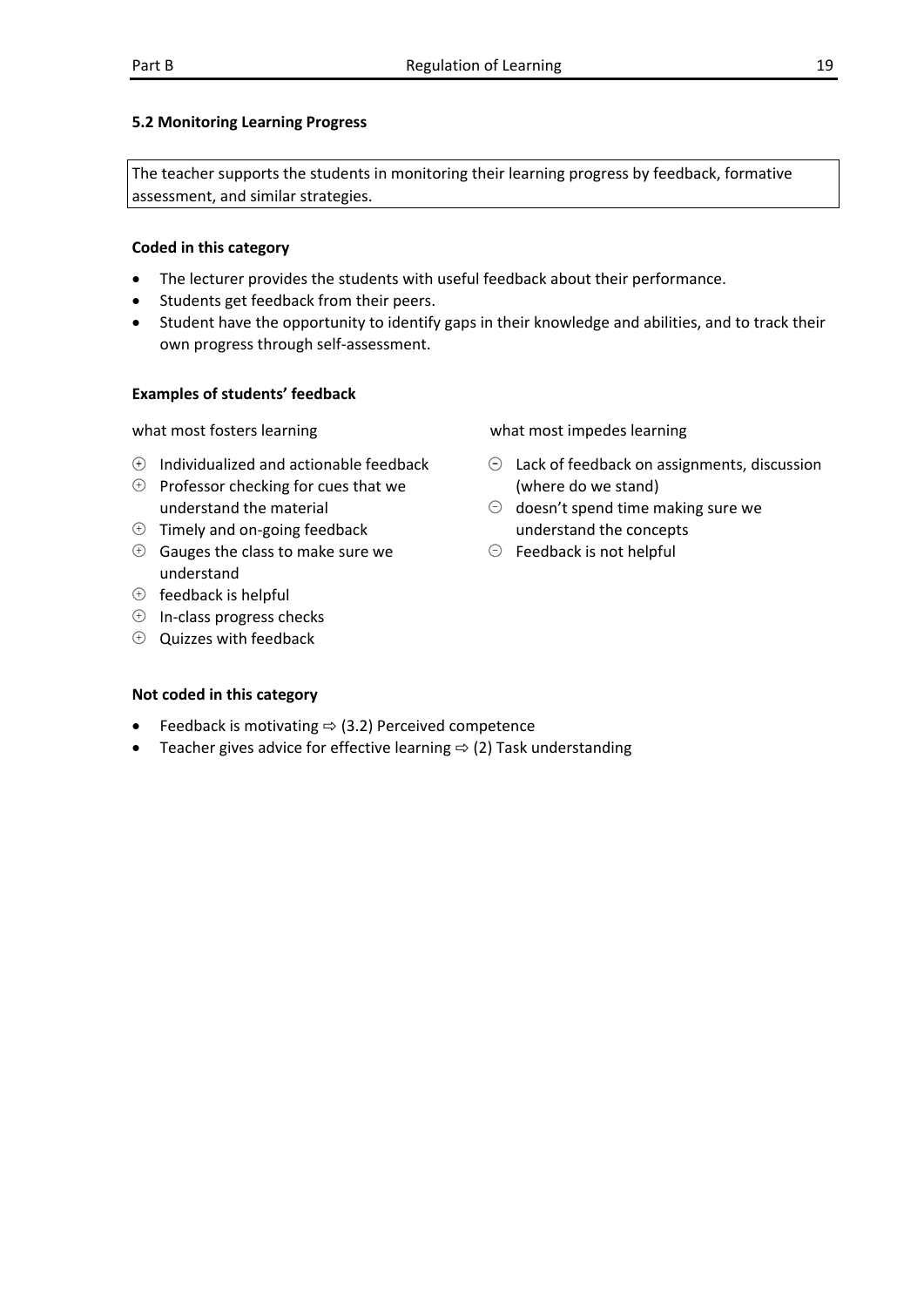### 5.2 Monitoring Learning Progress

The teacher supports the students in monitoring their learning progress by feedback, formative assessment, and similar strategies.

**Coded in this category**

- The lecturer provides the students with useful feedback about their performance.
- Students get feedback from their peers.
- Student have the opportunity to identify gaps in their knowledge and abilities, and to track their own progress through self-assessment.

**Examples of students' feedback**

what most fosters learning

- ⊕ Individualized and actionable feedback
- ⊕ Professor checking for cues that we understand the material
- ⊕ Timely and on-going feedback
- ⊕ Gauges the class to make sure we understand
- ⊕ feedback is helpful
- ⊕ In-class progress checks
- ⊕ Quizzes with feedback

what most impedes learning

- ⊖ Lack of feedback on assignments, discussion (where do we stand)
- ⊖ doesn't spend time making sure we understand the concepts
- ⊖ Feedback is not helpful

**Not coded in this category**

- Feedback is motivating ⇨ (3.2) Perceived competence
- Teacher gives advice for effective learning ⇨ (2) Task understanding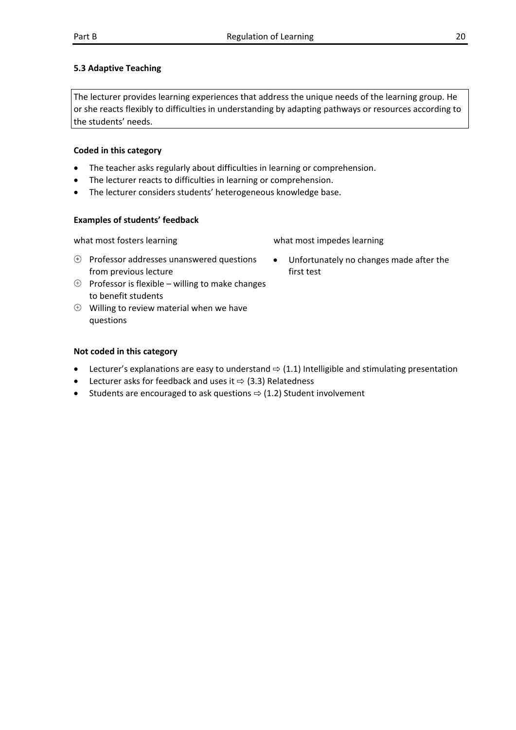### 5.3 Adaptive Teaching

The lecturer provides learning experiences that address the unique needs of the learning group. He or she reacts flexibly to difficulties in understanding by adapting pathways or resources according to the students' needs.

**Coded in this category**

- The teacher asks regularly about difficulties in learning or comprehension.
- The lecturer reacts to difficulties in learning or comprehension.
- The lecturer considers students' heterogeneous knowledge base.

**Examples of students' feedback**

what most fosters learning

- ⊕ Professor addresses unanswered questions from previous lecture
- ⊕ Professor is flexible – willing to make changes to benefit students
- ⊕ Willing to review material when we have questions

what most impedes learning

- Unfortunately no changes made after the first test

**Not coded in this category**

- Lecturer's explanations are easy to understand ⇨ (1.1) Intelligible and stimulating presentation
- Lecturer asks for feedback and uses it ⇨ (3.3) Relatedness
- Students are encouraged to ask questions ⇨ (1.2) Student involvement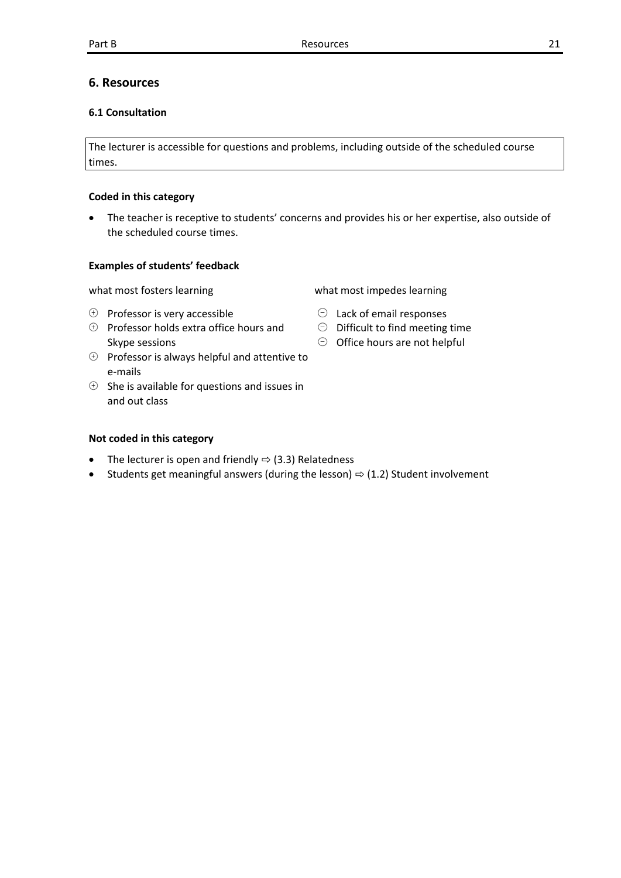## 6. Resources

### 6.1 Consultation

The lecturer is accessible for questions and problems, including outside of the scheduled course times.

**Coded in this category**

- The teacher is receptive to students' concerns and provides his or her expertise, also outside of the scheduled course times.

**Examples of students' feedback**

what most fosters learning

- ⊕ Professor is very accessible
- ⊕ Professor holds extra office hours and Skype sessions
- ⊕ Professor is always helpful and attentive to e-mails
- ⊕ She is available for questions and issues in and out class

what most impedes learning

- ⊖ Lack of email responses
- ⊖ Difficult to find meeting time
- ⊖ Office hours are not helpful

**Not coded in this category**

- The lecturer is open and friendly ⇨ (3.3) Relatedness
- Students get meaningful answers (during the lesson) ⇨ (1.2) Student involvement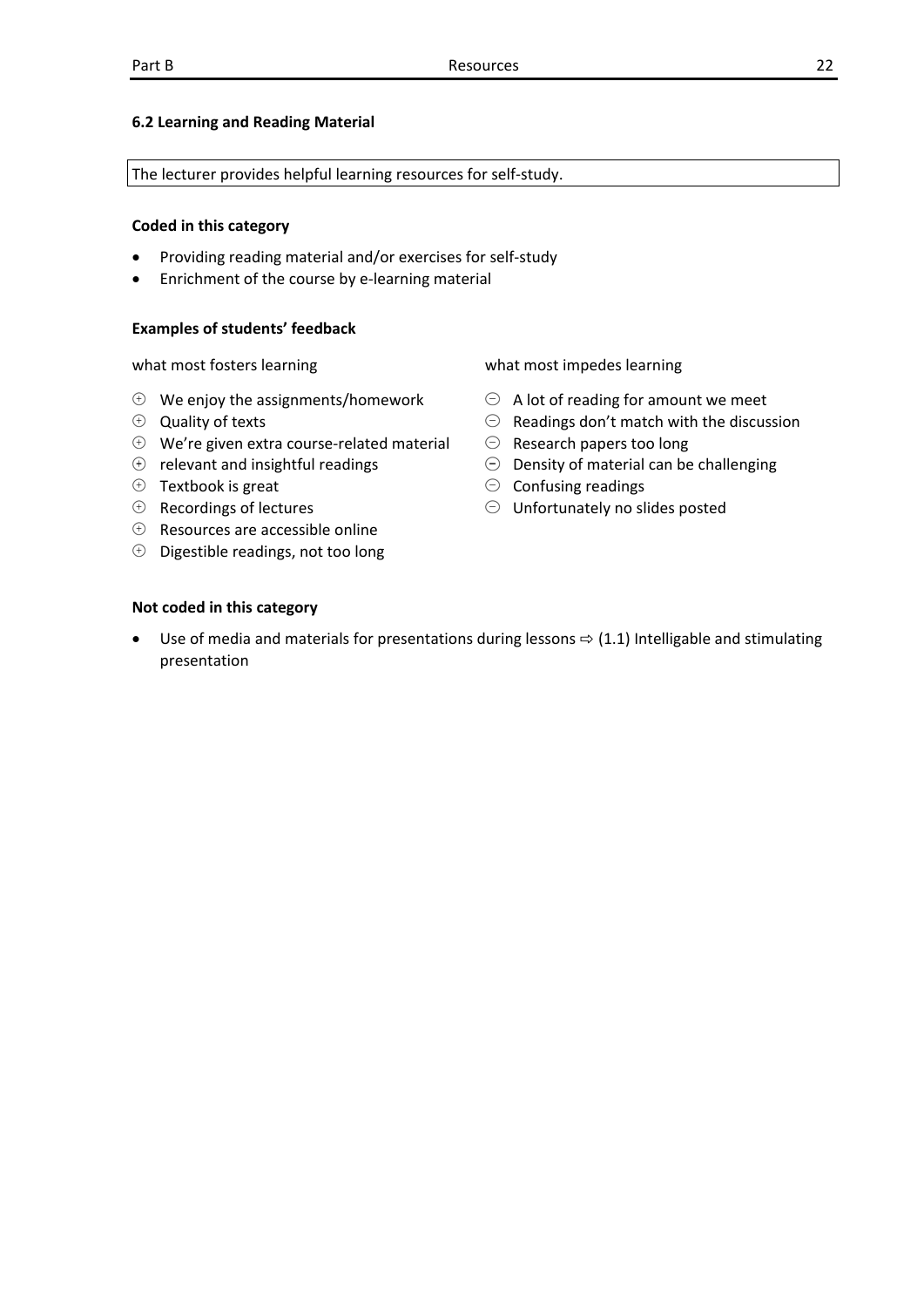### 6.2 Learning and Reading Material

The lecturer provides helpful learning resources for self-study.

#### Coded in this category

- Providing reading material and/or exercises for self-study
- Enrichment of the course by e-learning material

#### Examples of students' feedback

what most fosters learning

- ⊕ We enjoy the assignments/homework
- ⊕ Quality of texts
- ⊕ We're given extra course-related material
- ⊕ relevant and insightful readings
- ⊕ Textbook is great
- ⊕ Recordings of lectures
- ⊕ Resources are accessible online
- ⊕ Digestible readings, not too long

what most impedes learning

- ⊖ A lot of reading for amount we meet
- ⊖ Readings don't match with the discussion
- ⊖ Research papers too long
- ⊖ Density of material can be challenging
- ⊖ Confusing readings
- ⊖ Unfortunately no slides posted

#### Not coded in this category

- Use of media and materials for presentations during lessons ⇨ (1.1) Intelligable and stimulating presentation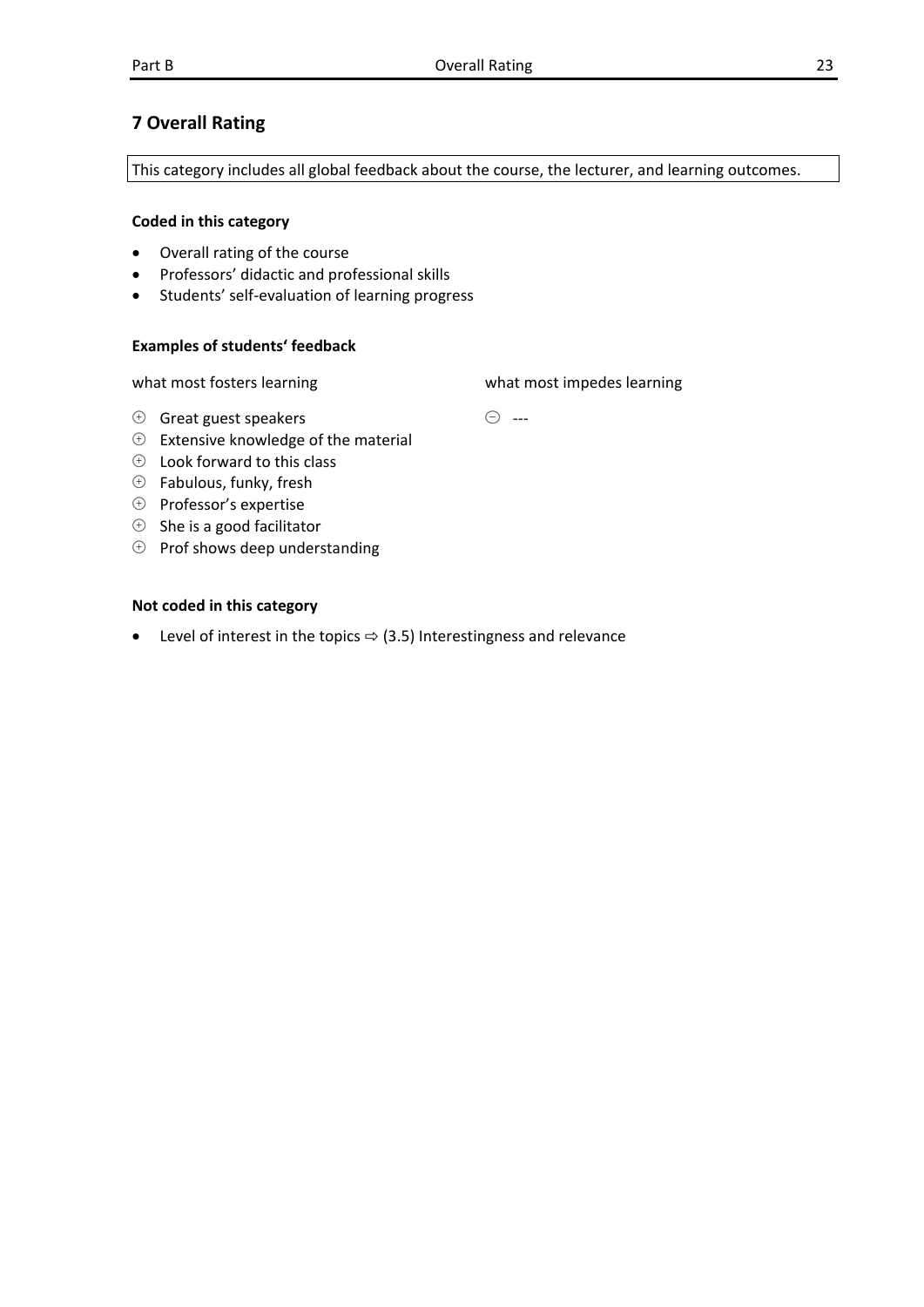## 7 Overall Rating

This category includes all global feedback about the course, the lecturer, and learning outcomes.

**Coded in this category**

- Overall rating of the course
- Professors' didactic and professional skills
- Students' self-evaluation of learning progress

**Examples of students' feedback**

| what most fosters learning | what most impedes learning |
|---|---|
| ⊕ Great guest speakers | ⊖ --- |
| ⊕ Extensive knowledge of the material | |
| ⊕ Look forward to this class | |
| ⊕ Fabulous, funky, fresh | |
| ⊕ Professor's expertise | |
| ⊕ She is a good facilitator | |
| ⊕ Prof shows deep understanding | |

**Not coded in this category**

- Level of interest in the topics ⇨ (3.5) Interestingness and relevance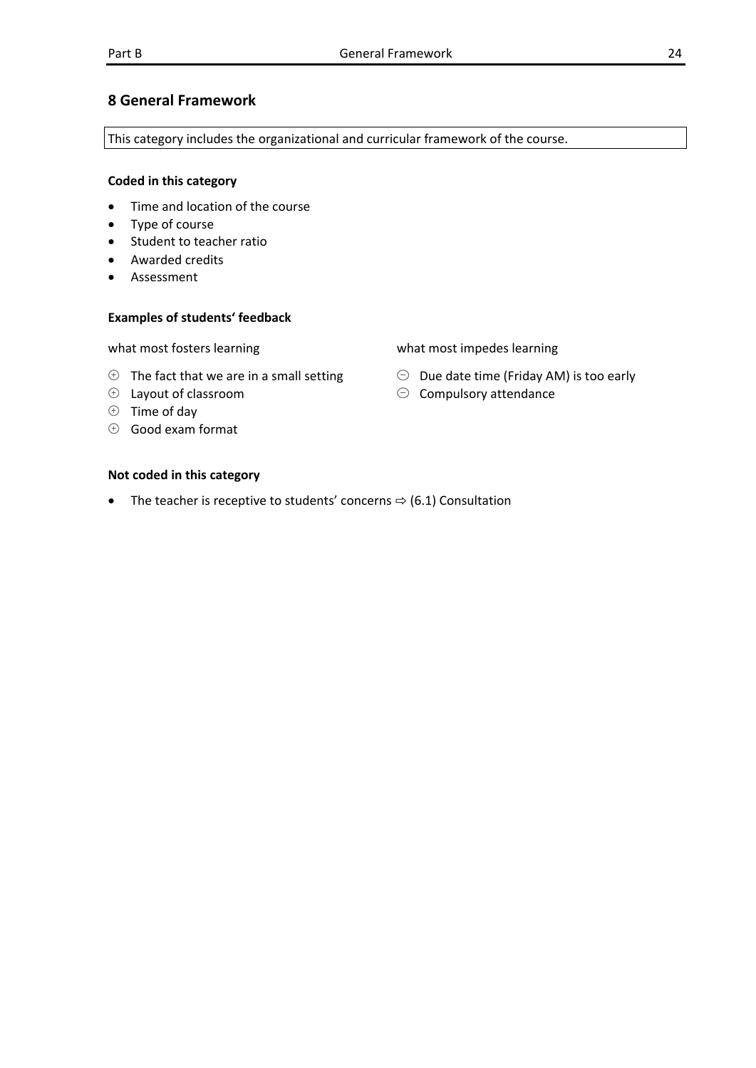## 8 General Framework

This category includes the organizational and curricular framework of the course.

**Coded in this category**

- Time and location of the course
- Type of course
- Student to teacher ratio
- Awarded credits
- Assessment

**Examples of students' feedback**

what most fosters learning

- ⊕ The fact that we are in a small setting
- ⊕ Layout of classroom
- ⊕ Time of day
- ⊕ Good exam format

what most impedes learning

- ⊖ Due date time (Friday AM) is too early
- ⊖ Compulsory attendance

**Not coded in this category**

- The teacher is receptive to students' concerns ⇨ (6.1) Consultation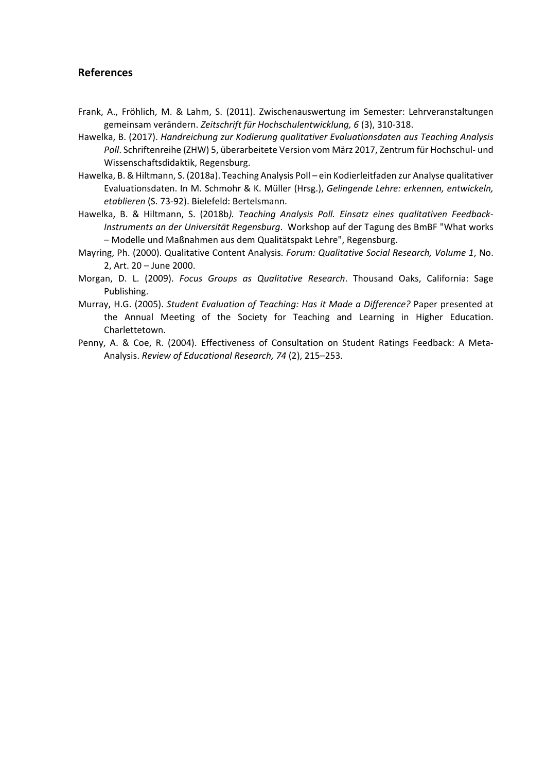## References

Frank, A., Fröhlich, M. & Lahm, S. (2011). Zwischenauswertung im Semester: Lehrveranstaltungen gemeinsam verändern. *Zeitschrift für Hochschulentwicklung, 6* (3), 310-318.

Hawelka, B. (2017). *Handreichung zur Kodierung qualitativer Evaluationsdaten aus Teaching Analysis Poll*. Schriftenreihe (ZHW) 5, überarbeitete Version vom März 2017, Zentrum für Hochschul- und Wissenschaftsdidaktik, Regensburg.

Hawelka, B. & Hiltmann, S. (2018a). Teaching Analysis Poll – ein Kodierleitfaden zur Analyse qualitativer Evaluationsdaten. In M. Schmohr & K. Müller (Hrsg.), *Gelingende Lehre: erkennen, entwickeln, etablieren* (S. 73-92). Bielefeld: Bertelsmann.

Hawelka, B. & Hiltmann, S. (2018b*). Teaching Analysis Poll. Einsatz eines qualitativen Feedback-Instruments an der Universität Regensburg*. Workshop auf der Tagung des BmBF "What works – Modelle und Maßnahmen aus dem Qualitätspakt Lehre", Regensburg.

Mayring, Ph. (2000). Qualitative Content Analysis*. Forum: Qualitative Social Research, Volume 1*, No. 2, Art. 20 – June 2000.

Morgan, D. L. (2009). *Focus Groups as Qualitative Research*. Thousand Oaks, California: Sage Publishing.

Murray, H.G. (2005). *Student Evaluation of Teaching: Has it Made a Difference?* Paper presented at the Annual Meeting of the Society for Teaching and Learning in Higher Education. Charlettetown.

Penny, A. & Coe, R. (2004). Effectiveness of Consultation on Student Ratings Feedback: A Meta-Analysis. *Review of Educational Research, 74* (2), 215–253.